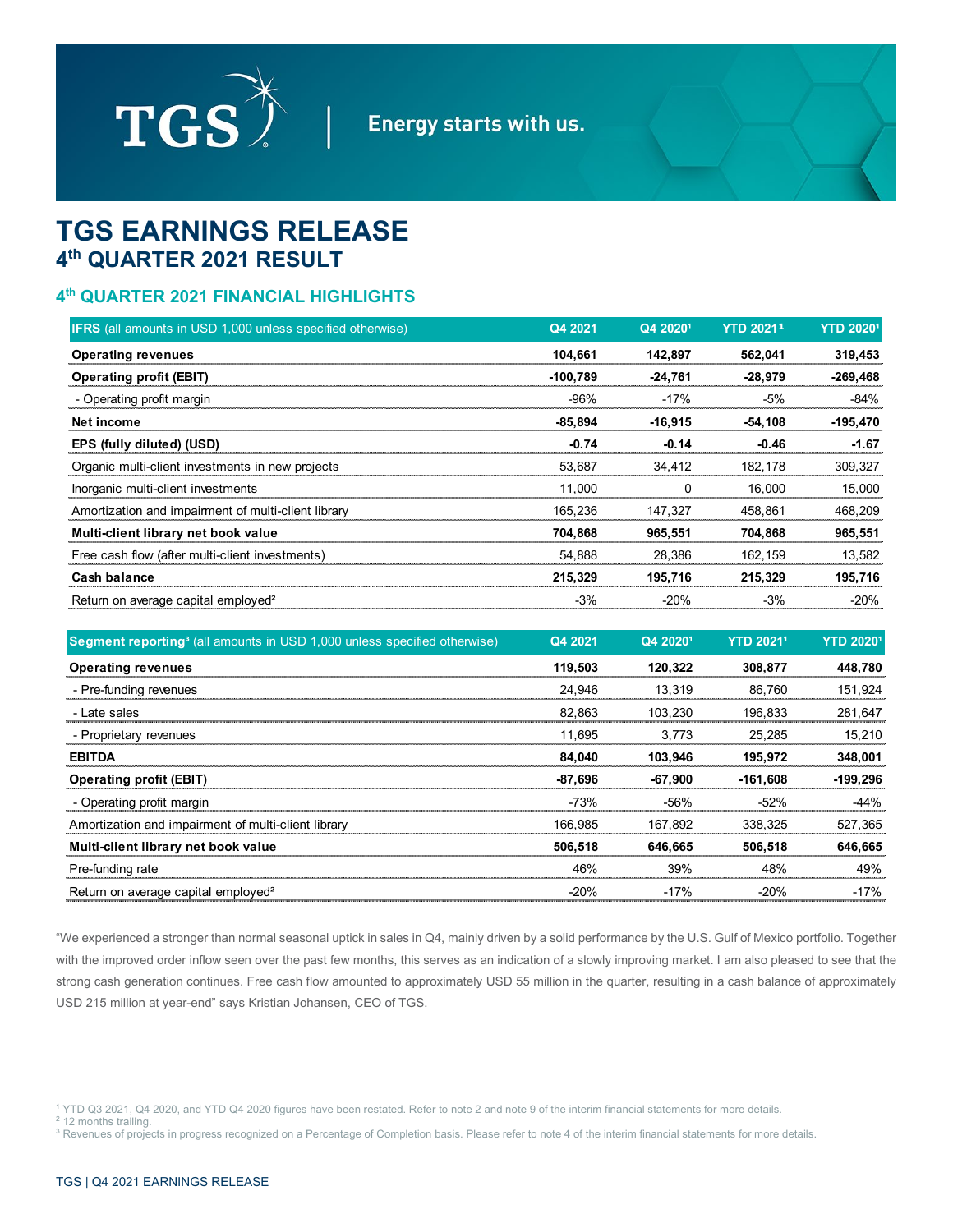TGS Energy starts with us.

# TGS EARNINGS RELEASE

## 4th QUARTER 2021 RESULT

### 4th QUARTER 2021 FINANCIAL HIGHLIGHTS

| **IFRS** (all amounts in USD 1,000 unless specified otherwise) | Q4 2021 | Q4 2020[1] | YTD 2021[1] | YTD 2020[1] |
|---|---|---|---|---|
| **Operating revenues** | **104,661** | **142,897** | **562,041** | **319,453** |
| **Operating profit (EBIT)** | **-100,789** | **-24,761** | **-28,979** | **-269,468** |
| - Operating profit margin | -96% | -17% | -5% | -84% |
| **Net income** | **-85,894** | **-16,915** | **-54,108** | **-195,470** |
| **EPS (fully diluted) (USD)** | **-0.74** | **-0.14** | **-0.46** | **-1.67** |
| Organic multi-client investments in new projects | 53,687 | 34,412 | 182,178 | 309,327 |
| Inorganic multi-client investments | 11,000 | 0 | 16,000 | 15,000 |
| Amortization and impairment of multi-client library | 165,236 | 147,327 | 458,861 | 468,209 |
| **Multi-client library net book value** | **704,868** | **965,551** | **704,868** | **965,551** |
| Free cash flow (after multi-client investments) | 54,888 | 28,386 | 162,159 | 13,582 |
| **Cash balance** | **215,329** | **195,716** | **215,329** | **195,716** |
| Return on average capital employed[2] | -3% | -20% | -3% | -20% |

| **Segment reporting[3]** (all amounts in USD 1,000 unless specified otherwise) | Q4 2021 | Q4 2020[1] | YTD 2021[1] | YTD 2020[1] |
|---|---|---|---|---|
| **Operating revenues** | **119,503** | **120,322** | **308,877** | **448,780** |
| - Pre-funding revenues | 24,946 | 13,319 | 86,760 | 151,924 |
| - Late sales | 82,863 | 103,230 | 196,833 | 281,647 |
| - Proprietary revenues | 11,695 | 3,773 | 25,285 | 15,210 |
| **EBITDA** | **84,040** | **103,946** | **195,972** | **348,001** |
| **Operating profit (EBIT)** | **-87,696** | **-67,900** | **-161,608** | **-199,296** |
| - Operating profit margin | -73% | -56% | -52% | -44% |
| Amortization and impairment of multi-client library | 166,985 | 167,892 | 338,325 | 527,365 |
| **Multi-client library net book value** | **506,518** | **646,665** | **506,518** | **646,665** |
| Pre-funding rate | 46% | 39% | 48% | 49% |
| Return on average capital employed[2] | -20% | -17% | -20% | -17% |

"We experienced a stronger than normal seasonal uptick in sales in Q4, mainly driven by a solid performance by the U.S. Gulf of Mexico portfolio. Together with the improved order inflow seen over the past few months, this serves as an indication of a slowly improving market. I am also pleased to see that the strong cash generation continues. Free cash flow amounted to approximately USD 55 million in the quarter, resulting in a cash balance of approximately USD 215 million at year-end" says Kristian Johansen, CEO of TGS.

[1] YTD Q3 2021, Q4 2020, and YTD Q4 2020 figures have been restated. Refer to note 2 and note 9 of the interim financial statements for more details.
[2] 12 months trailing.
[3] Revenues of projects in progress recognized on a Percentage of Completion basis. Please refer to note 4 of the interim financial statements for more details.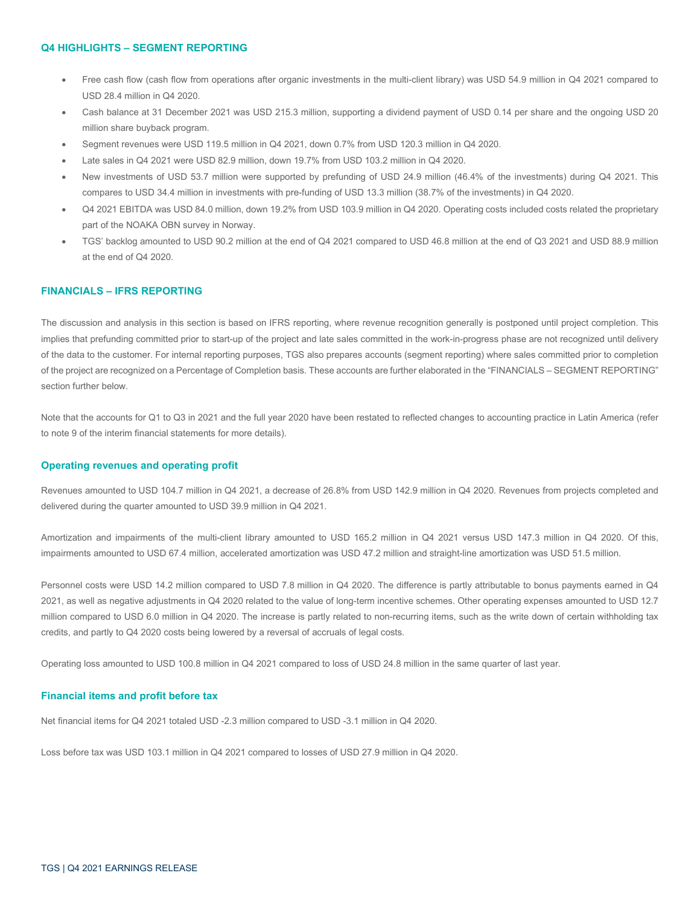## Q4 HIGHLIGHTS – SEGMENT REPORTING

- Free cash flow (cash flow from operations after organic investments in the multi-client library) was USD 54.9 million in Q4 2021 compared to USD 28.4 million in Q4 2020.
- Cash balance at 31 December 2021 was USD 215.3 million, supporting a dividend payment of USD 0.14 per share and the ongoing USD 20 million share buyback program.
- Segment revenues were USD 119.5 million in Q4 2021, down 0.7% from USD 120.3 million in Q4 2020.
- Late sales in Q4 2021 were USD 82.9 million, down 19.7% from USD 103.2 million in Q4 2020.
- New investments of USD 53.7 million were supported by prefunding of USD 24.9 million (46.4% of the investments) during Q4 2021. This compares to USD 34.4 million in investments with pre-funding of USD 13.3 million (38.7% of the investments) in Q4 2020.
- Q4 2021 EBITDA was USD 84.0 million, down 19.2% from USD 103.9 million in Q4 2020. Operating costs included costs related the proprietary part of the NOAKA OBN survey in Norway.
- TGS' backlog amounted to USD 90.2 million at the end of Q4 2021 compared to USD 46.8 million at the end of Q3 2021 and USD 88.9 million at the end of Q4 2020.

## FINANCIALS – IFRS REPORTING

The discussion and analysis in this section is based on IFRS reporting, where revenue recognition generally is postponed until project completion. This implies that prefunding committed prior to start-up of the project and late sales committed in the work-in-progress phase are not recognized until delivery of the data to the customer. For internal reporting purposes, TGS also prepares accounts (segment reporting) where sales committed prior to completion of the project are recognized on a Percentage of Completion basis. These accounts are further elaborated in the "FINANCIALS – SEGMENT REPORTING" section further below.

Note that the accounts for Q1 to Q3 in 2021 and the full year 2020 have been restated to reflected changes to accounting practice in Latin America (refer to note 9 of the interim financial statements for more details).

### Operating revenues and operating profit

Revenues amounted to USD 104.7 million in Q4 2021, a decrease of 26.8% from USD 142.9 million in Q4 2020. Revenues from projects completed and delivered during the quarter amounted to USD 39.9 million in Q4 2021.

Amortization and impairments of the multi-client library amounted to USD 165.2 million in Q4 2021 versus USD 147.3 million in Q4 2020. Of this, impairments amounted to USD 67.4 million, accelerated amortization was USD 47.2 million and straight-line amortization was USD 51.5 million.

Personnel costs were USD 14.2 million compared to USD 7.8 million in Q4 2020. The difference is partly attributable to bonus payments earned in Q4 2021, as well as negative adjustments in Q4 2020 related to the value of long-term incentive schemes. Other operating expenses amounted to USD 12.7 million compared to USD 6.0 million in Q4 2020. The increase is partly related to non-recurring items, such as the write down of certain withholding tax credits, and partly to Q4 2020 costs being lowered by a reversal of accruals of legal costs.

Operating loss amounted to USD 100.8 million in Q4 2021 compared to loss of USD 24.8 million in the same quarter of last year.

### Financial items and profit before tax

Net financial items for Q4 2021 totaled USD -2.3 million compared to USD -3.1 million in Q4 2020.

Loss before tax was USD 103.1 million in Q4 2021 compared to losses of USD 27.9 million in Q4 2020.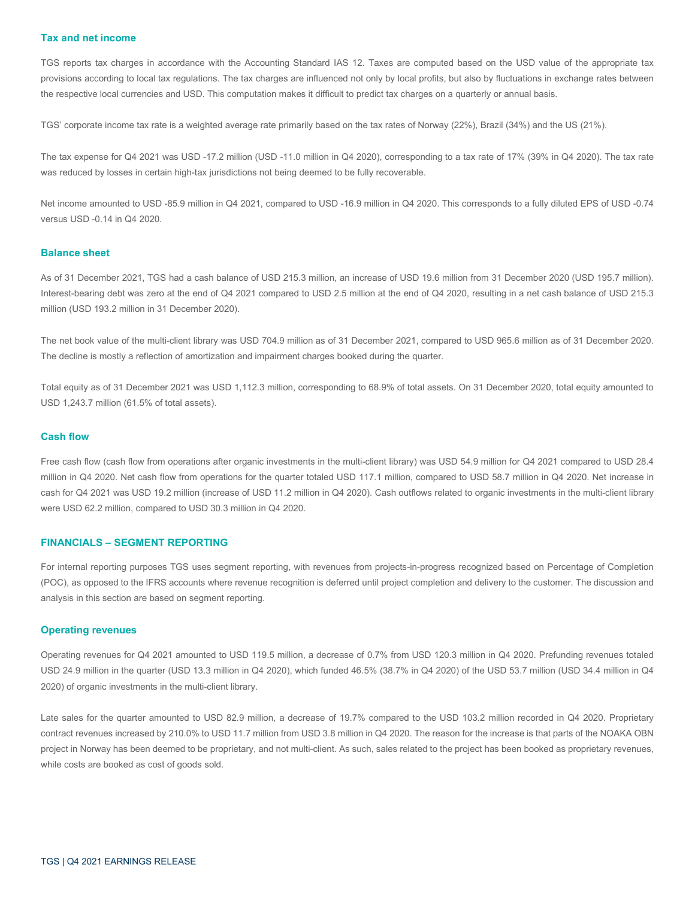### Tax and net income

TGS reports tax charges in accordance with the Accounting Standard IAS 12. Taxes are computed based on the USD value of the appropriate tax provisions according to local tax regulations. The tax charges are influenced not only by local profits, but also by fluctuations in exchange rates between the respective local currencies and USD. This computation makes it difficult to predict tax charges on a quarterly or annual basis.

TGS' corporate income tax rate is a weighted average rate primarily based on the tax rates of Norway (22%), Brazil (34%) and the US (21%).

The tax expense for Q4 2021 was USD -17.2 million (USD -11.0 million in Q4 2020), corresponding to a tax rate of 17% (39% in Q4 2020). The tax rate was reduced by losses in certain high-tax jurisdictions not being deemed to be fully recoverable.

Net income amounted to USD -85.9 million in Q4 2021, compared to USD -16.9 million in Q4 2020. This corresponds to a fully diluted EPS of USD -0.74 versus USD -0.14 in Q4 2020.

### Balance sheet

As of 31 December 2021, TGS had a cash balance of USD 215.3 million, an increase of USD 19.6 million from 31 December 2020 (USD 195.7 million). Interest-bearing debt was zero at the end of Q4 2021 compared to USD 2.5 million at the end of Q4 2020, resulting in a net cash balance of USD 215.3 million (USD 193.2 million in 31 December 2020).

The net book value of the multi-client library was USD 704.9 million as of 31 December 2021, compared to USD 965.6 million as of 31 December 2020. The decline is mostly a reflection of amortization and impairment charges booked during the quarter.

Total equity as of 31 December 2021 was USD 1,112.3 million, corresponding to 68.9% of total assets. On 31 December 2020, total equity amounted to USD 1,243.7 million (61.5% of total assets).

### Cash flow

Free cash flow (cash flow from operations after organic investments in the multi-client library) was USD 54.9 million for Q4 2021 compared to USD 28.4 million in Q4 2020. Net cash flow from operations for the quarter totaled USD 117.1 million, compared to USD 58.7 million in Q4 2020. Net increase in cash for Q4 2021 was USD 19.2 million (increase of USD 11.2 million in Q4 2020). Cash outflows related to organic investments in the multi-client library were USD 62.2 million, compared to USD 30.3 million in Q4 2020.

## FINANCIALS – SEGMENT REPORTING

For internal reporting purposes TGS uses segment reporting, with revenues from projects-in-progress recognized based on Percentage of Completion (POC), as opposed to the IFRS accounts where revenue recognition is deferred until project completion and delivery to the customer. The discussion and analysis in this section are based on segment reporting.

### Operating revenues

Operating revenues for Q4 2021 amounted to USD 119.5 million, a decrease of 0.7% from USD 120.3 million in Q4 2020. Prefunding revenues totaled USD 24.9 million in the quarter (USD 13.3 million in Q4 2020), which funded 46.5% (38.7% in Q4 2020) of the USD 53.7 million (USD 34.4 million in Q4 2020) of organic investments in the multi-client library.

Late sales for the quarter amounted to USD 82.9 million, a decrease of 19.7% compared to the USD 103.2 million recorded in Q4 2020. Proprietary contract revenues increased by 210.0% to USD 11.7 million from USD 3.8 million in Q4 2020. The reason for the increase is that parts of the NOAKA OBN project in Norway has been deemed to be proprietary, and not multi-client. As such, sales related to the project has been booked as proprietary revenues, while costs are booked as cost of goods sold.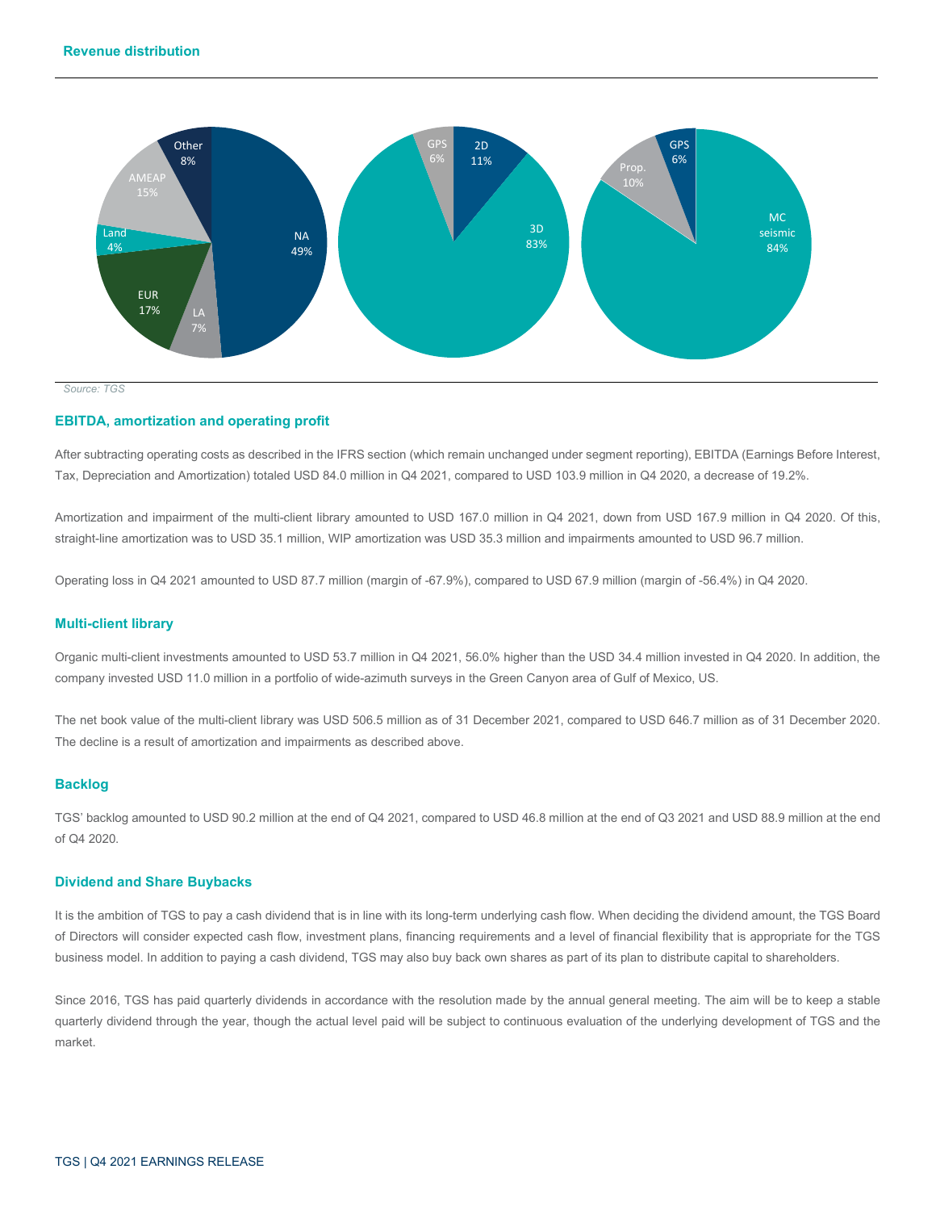## Revenue distribution

Other
8%
AMEAP
15%
Land
4%
EUR
17%
LA
7%
NA
49%

GPS
6%
2D
11%
3D
83%

Prop.
10%
GPS
6%
MC
seismic
84%

*Source: TGS*

## EBITDA, amortization and operating profit

After subtracting operating costs as described in the IFRS section (which remain unchanged under segment reporting), EBITDA (Earnings Before Interest, Tax, Depreciation and Amortization) totaled USD 84.0 million in Q4 2021, compared to USD 103.9 million in Q4 2020, a decrease of 19.2%.

Amortization and impairment of the multi-client library amounted to USD 167.0 million in Q4 2021, down from USD 167.9 million in Q4 2020. Of this, straight-line amortization was to USD 35.1 million, WIP amortization was USD 35.3 million and impairments amounted to USD 96.7 million.

Operating loss in Q4 2021 amounted to USD 87.7 million (margin of -67.9%), compared to USD 67.9 million (margin of -56.4%) in Q4 2020.

## Multi-client library

Organic multi-client investments amounted to USD 53.7 million in Q4 2021, 56.0% higher than the USD 34.4 million invested in Q4 2020. In addition, the company invested USD 11.0 million in a portfolio of wide-azimuth surveys in the Green Canyon area of Gulf of Mexico, US.

The net book value of the multi-client library was USD 506.5 million as of 31 December 2021, compared to USD 646.7 million as of 31 December 2020. The decline is a result of amortization and impairments as described above.

## Backlog

TGS' backlog amounted to USD 90.2 million at the end of Q4 2021, compared to USD 46.8 million at the end of Q3 2021 and USD 88.9 million at the end of Q4 2020.

## Dividend and Share Buybacks

It is the ambition of TGS to pay a cash dividend that is in line with its long-term underlying cash flow. When deciding the dividend amount, the TGS Board of Directors will consider expected cash flow, investment plans, financing requirements and a level of financial flexibility that is appropriate for the TGS business model. In addition to paying a cash dividend, TGS may also buy back own shares as part of its plan to distribute capital to shareholders.

Since 2016, TGS has paid quarterly dividends in accordance with the resolution made by the annual general meeting. The aim will be to keep a stable quarterly dividend through the year, though the actual level paid will be subject to continuous evaluation of the underlying development of TGS and the market.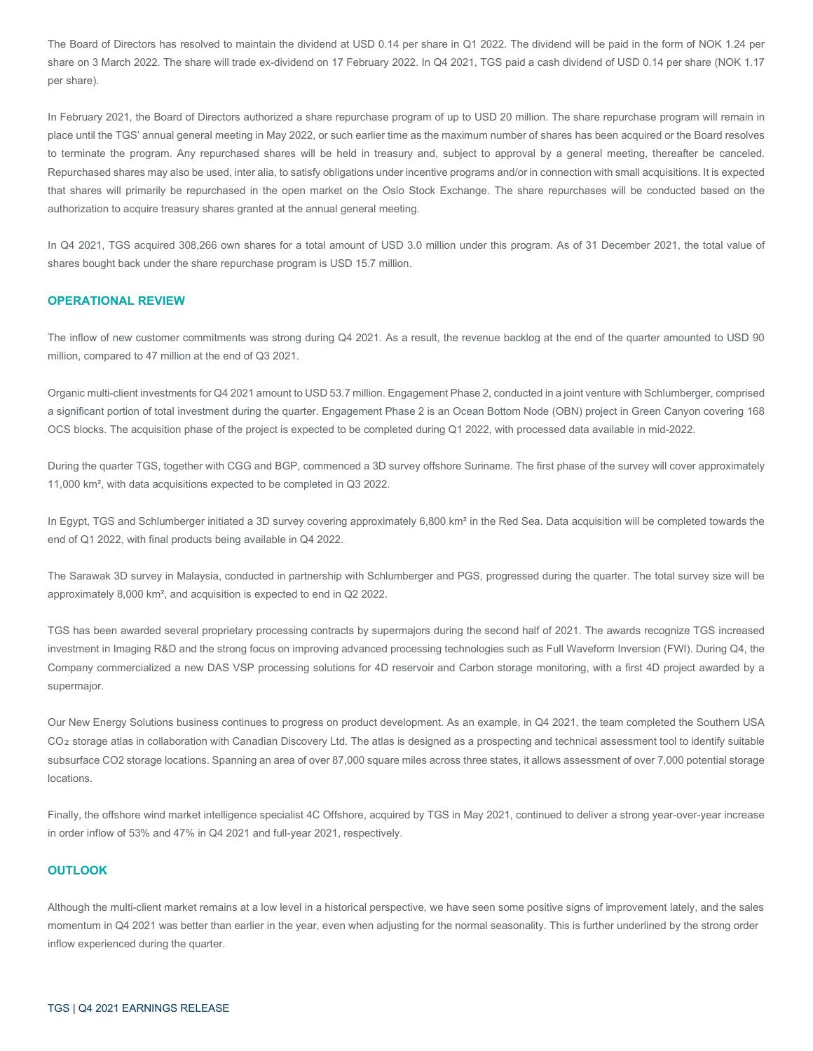The Board of Directors has resolved to maintain the dividend at USD 0.14 per share in Q1 2022. The dividend will be paid in the form of NOK 1.24 per share on 3 March 2022. The share will trade ex-dividend on 17 February 2022. In Q4 2021, TGS paid a cash dividend of USD 0.14 per share (NOK 1.17 per share).

In February 2021, the Board of Directors authorized a share repurchase program of up to USD 20 million. The share repurchase program will remain in place until the TGS' annual general meeting in May 2022, or such earlier time as the maximum number of shares has been acquired or the Board resolves to terminate the program. Any repurchased shares will be held in treasury and, subject to approval by a general meeting, thereafter be canceled. Repurchased shares may also be used, inter alia, to satisfy obligations under incentive programs and/or in connection with small acquisitions. It is expected that shares will primarily be repurchased in the open market on the Oslo Stock Exchange. The share repurchases will be conducted based on the authorization to acquire treasury shares granted at the annual general meeting.

In Q4 2021, TGS acquired 308,266 own shares for a total amount of USD 3.0 million under this program. As of 31 December 2021, the total value of shares bought back under the share repurchase program is USD 15.7 million.

## OPERATIONAL REVIEW

The inflow of new customer commitments was strong during Q4 2021. As a result, the revenue backlog at the end of the quarter amounted to USD 90 million, compared to 47 million at the end of Q3 2021.

Organic multi-client investments for Q4 2021 amount to USD 53.7 million. Engagement Phase 2, conducted in a joint venture with Schlumberger, comprised a significant portion of total investment during the quarter. Engagement Phase 2 is an Ocean Bottom Node (OBN) project in Green Canyon covering 168 OCS blocks. The acquisition phase of the project is expected to be completed during Q1 2022, with processed data available in mid-2022.

During the quarter TGS, together with CGG and BGP, commenced a 3D survey offshore Suriname. The first phase of the survey will cover approximately 11,000 km², with data acquisitions expected to be completed in Q3 2022.

In Egypt, TGS and Schlumberger initiated a 3D survey covering approximately 6,800 km² in the Red Sea. Data acquisition will be completed towards the end of Q1 2022, with final products being available in Q4 2022.

The Sarawak 3D survey in Malaysia, conducted in partnership with Schlumberger and PGS, progressed during the quarter. The total survey size will be approximately 8,000 km², and acquisition is expected to end in Q2 2022.

TGS has been awarded several proprietary processing contracts by supermajors during the second half of 2021. The awards recognize TGS increased investment in Imaging R&D and the strong focus on improving advanced processing technologies such as Full Waveform Inversion (FWI). During Q4, the Company commercialized a new DAS VSP processing solutions for 4D reservoir and Carbon storage monitoring, with a first 4D project awarded by a supermajor.

Our New Energy Solutions business continues to progress on product development. As an example, in Q4 2021, the team completed the Southern USA $CO_2$ storage atlas in collaboration with Canadian Discovery Ltd. The atlas is designed as a prospecting and technical assessment tool to identify suitable subsurface $CO_2$ storage locations. Spanning an area of over 87,000 square miles across three states, it allows assessment of over 7,000 potential storage locations.

Finally, the offshore wind market intelligence specialist 4C Offshore, acquired by TGS in May 2021, continued to deliver a strong year-over-year increase in order inflow of 53% and 47% in Q4 2021 and full-year 2021, respectively.

## OUTLOOK

Although the multi-client market remains at a low level in a historical perspective, we have seen some positive signs of improvement lately, and the sales momentum in Q4 2021 was better than earlier in the year, even when adjusting for the normal seasonality. This is further underlined by the strong order inflow experienced during the quarter.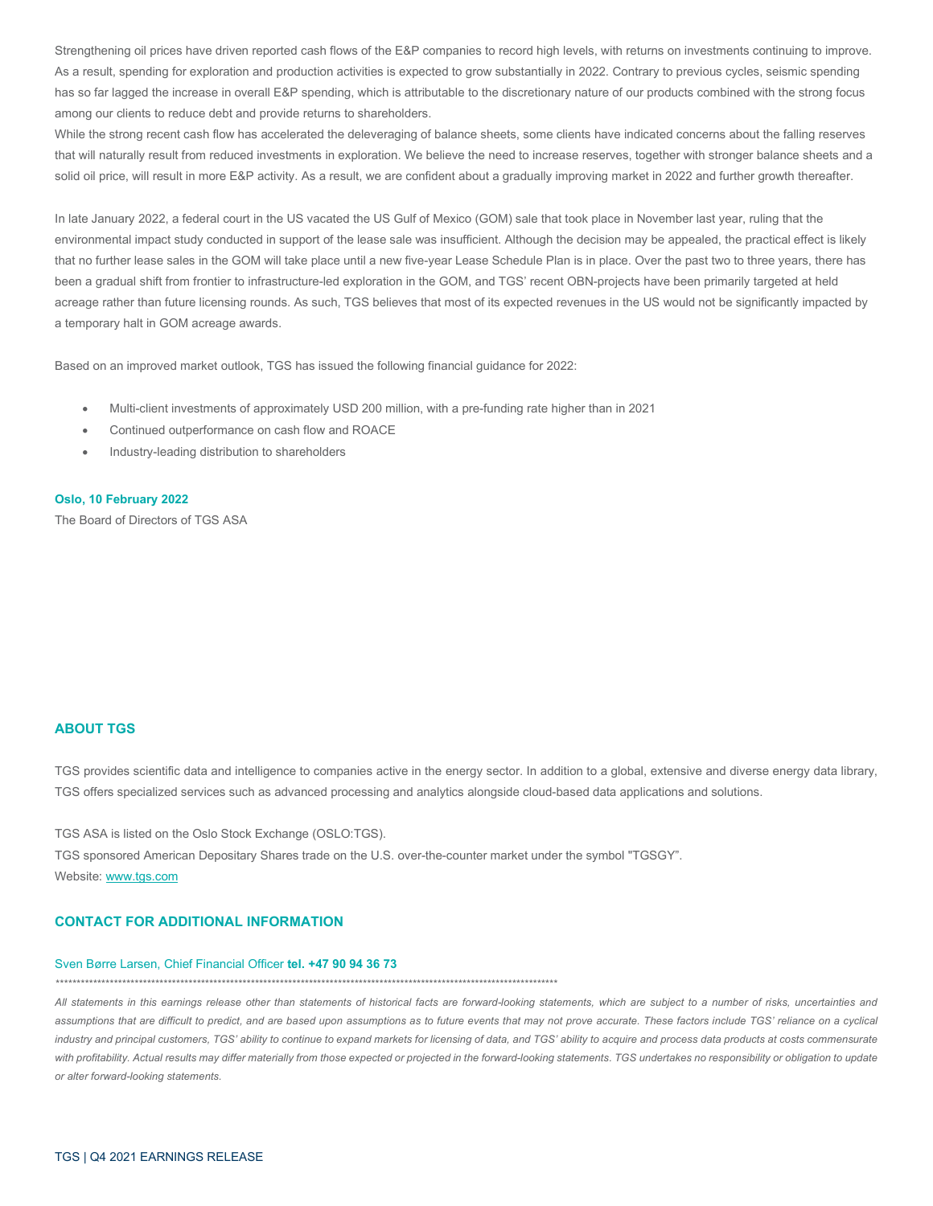Strengthening oil prices have driven reported cash flows of the E&P companies to record high levels, with returns on investments continuing to improve. As a result, spending for exploration and production activities is expected to grow substantially in 2022. Contrary to previous cycles, seismic spending has so far lagged the increase in overall E&P spending, which is attributable to the discretionary nature of our products combined with the strong focus among our clients to reduce debt and provide returns to shareholders.

While the strong recent cash flow has accelerated the deleveraging of balance sheets, some clients have indicated concerns about the falling reserves that will naturally result from reduced investments in exploration. We believe the need to increase reserves, together with stronger balance sheets and a solid oil price, will result in more E&P activity. As a result, we are confident about a gradually improving market in 2022 and further growth thereafter.

In late January 2022, a federal court in the US vacated the US Gulf of Mexico (GOM) sale that took place in November last year, ruling that the environmental impact study conducted in support of the lease sale was insufficient. Although the decision may be appealed, the practical effect is likely that no further lease sales in the GOM will take place until a new five-year Lease Schedule Plan is in place. Over the past two to three years, there has been a gradual shift from frontier to infrastructure-led exploration in the GOM, and TGS' recent OBN-projects have been primarily targeted at held acreage rather than future licensing rounds. As such, TGS believes that most of its expected revenues in the US would not be significantly impacted by a temporary halt in GOM acreage awards.

Based on an improved market outlook, TGS has issued the following financial guidance for 2022:

- Multi-client investments of approximately USD 200 million, with a pre-funding rate higher than in 2021
- Continued outperformance on cash flow and ROACE
- Industry-leading distribution to shareholders

**Oslo, 10 February 2022**

The Board of Directors of TGS ASA

## ABOUT TGS

TGS provides scientific data and intelligence to companies active in the energy sector. In addition to a global, extensive and diverse energy data library, TGS offers specialized services such as advanced processing and analytics alongside cloud-based data applications and solutions.

TGS ASA is listed on the Oslo Stock Exchange (OSLO:TGS).
TGS sponsored American Depositary Shares trade on the U.S. over-the-counter market under the symbol "TGSGY".
Website: www.tgs.com

## CONTACT FOR ADDITIONAL INFORMATION

Sven Børre Larsen, Chief Financial Officer **tel. +47 90 94 36 73**

************************************************************************************************************************

*All statements in this earnings release other than statements of historical facts are forward-looking statements, which are subject to a number of risks, uncertainties and assumptions that are difficult to predict, and are based upon assumptions as to future events that may not prove accurate. These factors include TGS' reliance on a cyclical industry and principal customers, TGS' ability to continue to expand markets for licensing of data, and TGS' ability to acquire and process data products at costs commensurate with profitability. Actual results may differ materially from those expected or projected in the forward-looking statements. TGS undertakes no responsibility or obligation to update or alter forward-looking statements.*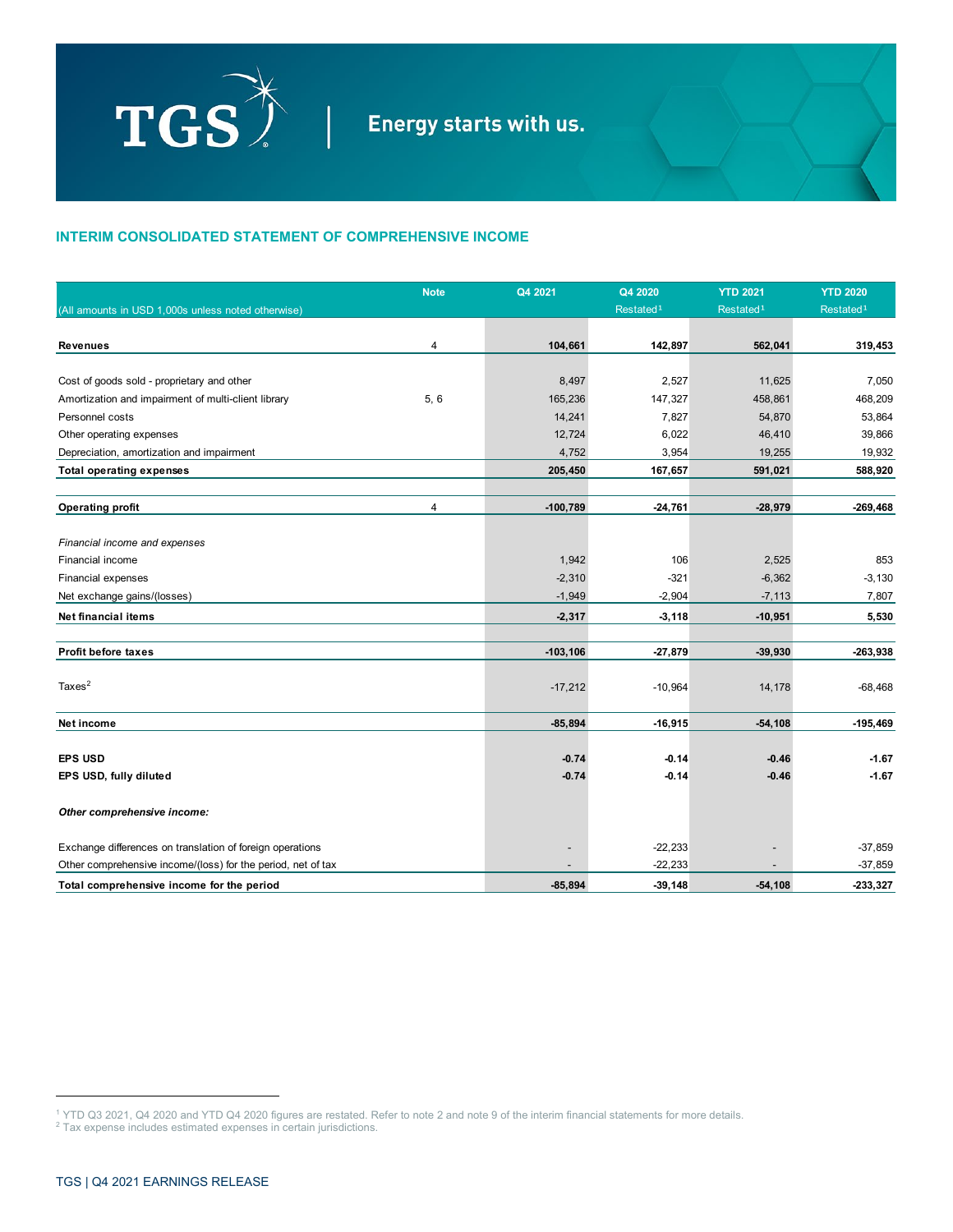## INTERIM CONSOLIDATED STATEMENT OF COMPREHENSIVE INCOME

| (All amounts in USD 1,000s unless noted otherwise) | Note | Q4 2021 | Q4 2020 Restated[1] | YTD 2021 Restated[1] | YTD 2020 Restated[1] |
|---|---|---|---|---|---|
| **Revenues** | 4 | **104,661** | **142,897** | **562,041** | **319,453** |
| Cost of goods sold - proprietary and other | | 8,497 | 2,527 | 11,625 | 7,050 |
| Amortization and impairment of multi-client library | 5, 6 | 165,236 | 147,327 | 458,861 | 468,209 |
| Personnel costs | | 14,241 | 7,827 | 54,870 | 53,864 |
| Other operating expenses | | 12,724 | 6,022 | 46,410 | 39,866 |
| Depreciation, amortization and impairment | | 4,752 | 3,954 | 19,255 | 19,932 |
| **Total operating expenses** | | **205,450** | **167,657** | **591,021** | **588,920** |
| **Operating profit** | 4 | **-100,789** | **-24,761** | **-28,979** | **-269,468** |
| *Financial income and expenses* | | | | | |
| Financial income | | 1,942 | 106 | 2,525 | 853 |
| Financial expenses | | -2,310 | -321 | -6,362 | -3,130 |
| Net exchange gains/(losses) | | -1,949 | -2,904 | -7,113 | 7,807 |
| **Net financial items** | | **-2,317** | **-3,118** | **-10,951** | **5,530** |
| **Profit before taxes** | | **-103,106** | **-27,879** | **-39,930** | **-263,938** |
| Taxes[2] | | -17,212 | -10,964 | 14,178 | -68,468 |
| **Net income** | | **-85,894** | **-16,915** | **-54,108** | **-195,469** |
| **EPS USD** | | **-0.74** | **-0.14** | **-0.46** | **-1.67** |
| **EPS USD, fully diluted** | | **-0.74** | **-0.14** | **-0.46** | **-1.67** |
| ***Other comprehensive income:*** | | | | | |
| Exchange differences on translation of foreign operations | | - | -22,233 | - | -37,859 |
| Other comprehensive income/(loss) for the period, net of tax | | - | -22,233 | - | -37,859 |
| **Total comprehensive income for the period** | | **-85,894** | **-39,148** | **-54,108** | **-233,327** |

[1] YTD Q3 2021, Q4 2020 and YTD Q4 2020 figures are restated. Refer to note 2 and note 9 of the interim financial statements for more details.
[2] Tax expense includes estimated expenses in certain jurisdictions.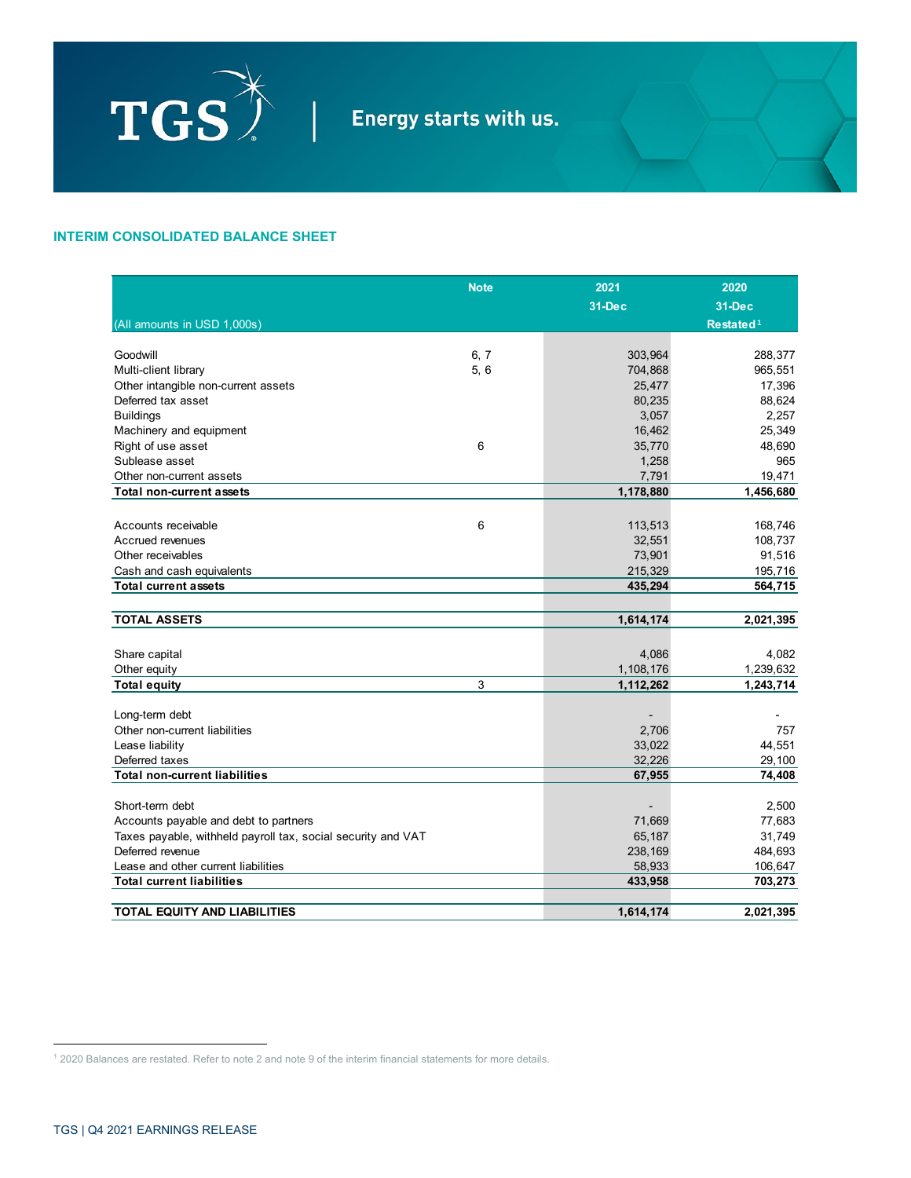## INTERIM CONSOLIDATED BALANCE SHEET

| (All amounts in USD 1,000s) | Note | 2021 31-Dec | 2020 31-Dec Restated[1] |
|---|---|---|---|
| Goodwill | 6, 7 | 303,964 | 288,377 |
| Multi-client library | 5, 6 | 704,868 | 965,551 |
| Other intangible non-current assets | | 25,477 | 17,396 |
| Deferred tax asset | | 80,235 | 88,624 |
| Buildings | | 3,057 | 2,257 |
| Machinery and equipment | | 16,462 | 25,349 |
| Right of use asset | 6 | 35,770 | 48,690 |
| Sublease asset | | 1,258 | 965 |
| Other non-current assets | | 7,791 | 19,471 |
| **Total non-current assets** | | **1,178,880** | **1,456,680** |
| | | | |
| Accounts receivable | 6 | 113,513 | 168,746 |
| Accrued revenues | | 32,551 | 108,737 |
| Other receivables | | 73,901 | 91,516 |
| Cash and cash equivalents | | 215,329 | 195,716 |
| **Total current assets** | | **435,294** | **564,715** |
| | | | |
| **TOTAL ASSETS** | | **1,614,174** | **2,021,395** |
| | | | |
| Share capital | | 4,086 | 4,082 |
| Other equity | | 1,108,176 | 1,239,632 |
| **Total equity** | 3 | **1,112,262** | **1,243,714** |
| | | | |
| Long-term debt | | - | - |
| Other non-current liabilities | | 2,706 | 757 |
| Lease liability | | 33,022 | 44,551 |
| Deferred taxes | | 32,226 | 29,100 |
| **Total non-current liabilities** | | **67,955** | **74,408** |
| | | | |
| Short-term debt | | - | 2,500 |
| Accounts payable and debt to partners | | 71,669 | 77,683 |
| Taxes payable, withheld payroll tax, social security and VAT | | 65,187 | 31,749 |
| Deferred revenue | | 238,169 | 484,693 |
| Lease and other current liabilities | | 58,933 | 106,647 |
| **Total current liabilities** | | **433,958** | **703,273** |
| | | | |
| **TOTAL EQUITY AND LIABILITIES** | | **1,614,174** | **2,021,395** |

[1] 2020 Balances are restated. Refer to note 2 and note 9 of the interim financial statements for more details.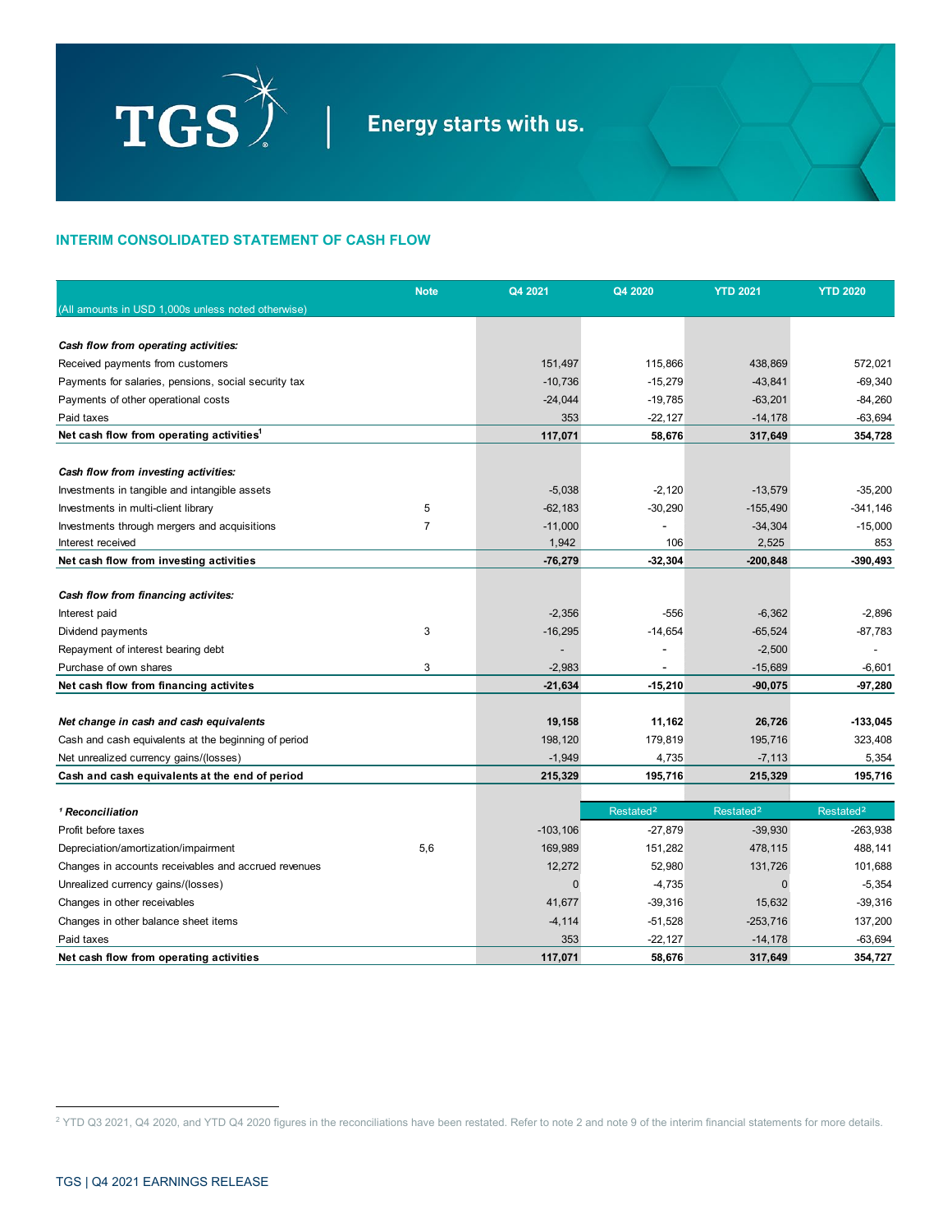## INTERIM CONSOLIDATED STATEMENT OF CASH FLOW

| (All amounts in USD 1,000s unless noted otherwise) | Note | Q4 2021 | Q4 2020 | YTD 2021 | YTD 2020 |
|---|---|---|---|---|---|
| ***Cash flow from operating activities:*** | | | | | |
| Received payments from customers | | 151,497 | 115,866 | 438,869 | 572,021 |
| Payments for salaries, pensions, social security tax | | -10,736 | -15,279 | -43,841 | -69,340 |
| Payments of other operational costs | | -24,044 | -19,785 | -63,201 | -84,260 |
| Paid taxes | | 353 | -22,127 | -14,178 | -63,694 |
| **Net cash flow from operating activities[1]** | | **117,071** | **58,676** | **317,649** | **354,728** |
| ***Cash flow from investing activities:*** | | | | | |
| Investments in tangible and intangible assets | | -5,038 | -2,120 | -13,579 | -35,200 |
| Investments in multi-client library | 5 | -62,183 | -30,290 | -155,490 | -341,146 |
| Investments through mergers and acquisitions | 7 | -11,000 | - | -34,304 | -15,000 |
| Interest received | | 1,942 | 106 | 2,525 | 853 |
| **Net cash flow from investing activities** | | **-76,279** | **-32,304** | **-200,848** | **-390,493** |
| ***Cash flow from financing activites:*** | | | | | |
| Interest paid | | -2,356 | -556 | -6,362 | -2,896 |
| Dividend payments | 3 | -16,295 | -14,654 | -65,524 | -87,783 |
| Repayment of interest bearing debt | | - | - | -2,500 | - |
| Purchase of own shares | 3 | -2,983 | - | -15,689 | -6,601 |
| **Net cash flow from financing activites** | | **-21,634** | **-15,210** | **-90,075** | **-97,280** |
| ***Net change in cash and cash equivalents*** | | **19,158** | **11,162** | **26,726** | **-133,045** |
| Cash and cash equivalents at the beginning of period | | 198,120 | 179,819 | 195,716 | 323,408 |
| Net unrealized currency gains/(losses) | | -1,949 | 4,735 | -7,113 | 5,354 |
| **Cash and cash equivalents at the end of period** | | **215,329** | **195,716** | **215,329** | **195,716** |

| ***[1] Reconciliation*** | Note | Q4 2021 | Q4 2020 Restated[2] | YTD 2021 Restated[2] | YTD 2020 Restated[2] |
|---|---|---|---|---|---|
| Profit before taxes | | -103,106 | -27,879 | -39,930 | -263,938 |
| Depreciation/amortization/impairment | 5,6 | 169,989 | 151,282 | 478,115 | 488,141 |
| Changes in accounts receivables and accrued revenues | | 12,272 | 52,980 | 131,726 | 101,688 |
| Unrealized currency gains/(losses) | | 0 | -4,735 | 0 | -5,354 |
| Changes in other receivables | | 41,677 | -39,316 | 15,632 | -39,316 |
| Changes in other balance sheet items | | -4,114 | -51,528 | -253,716 | 137,200 |
| Paid taxes | | 353 | -22,127 | -14,178 | -63,694 |
| **Net cash flow from operating activities** | | **117,071** | **58,676** | **317,649** | **354,727** |

[2] YTD Q3 2021, Q4 2020, and YTD Q4 2020 figures in the reconciliations have been restated. Refer to note 2 and note 9 of the interim financial statements for more details.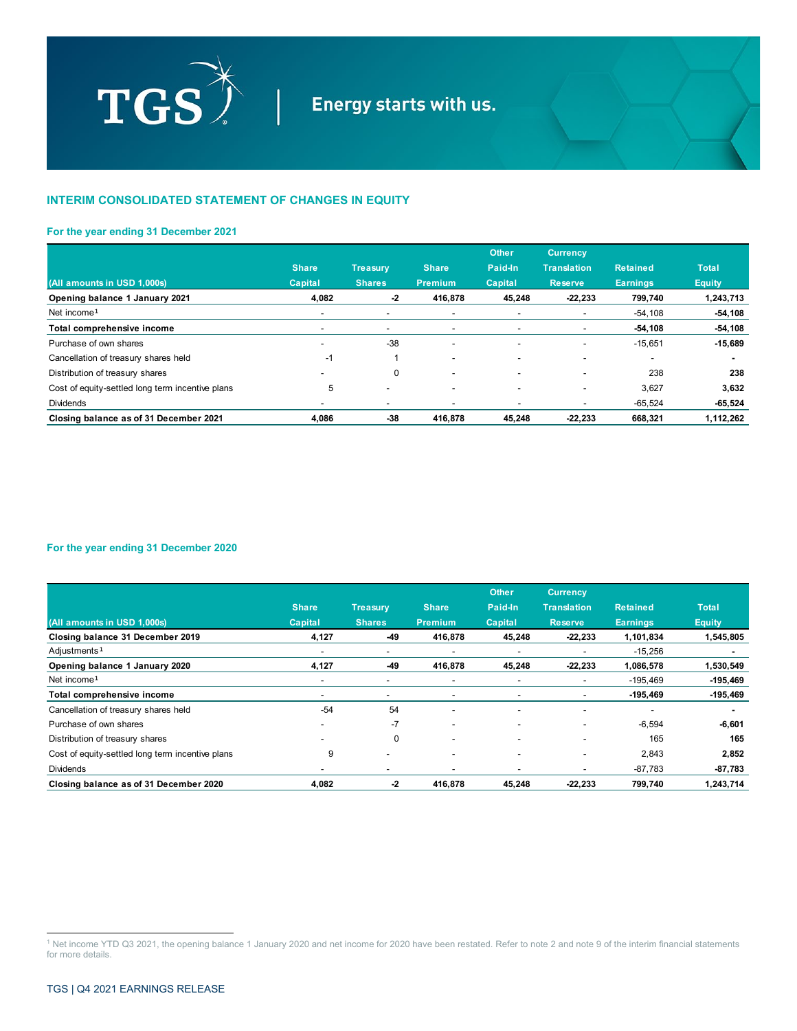## INTERIM CONSOLIDATED STATEMENT OF CHANGES IN EQUITY

### For the year ending 31 December 2021

| (All amounts in USD 1,000s) | Share Capital | Treasury Shares | Share Premium | Other Paid-In Capital | Currency Translation Reserve | Retained Earnings | Total Equity |
|---|---|---|---|---|---|---|---|
| **Opening balance 1 January 2021** | **4,082** | **-2** | **416,878** | **45,248** | **-22,233** | **799,740** | **1,243,713** |
| Net income[1] | - | - | - | - | - | -54,108 | **-54,108** |
| **Total comprehensive income** | - | - | - | - | - | **-54,108** | **-54,108** |
| Purchase of own shares | - | -38 | - | - | - | -15,651 | **-15,689** |
| Cancellation of treasury shares held | -1 | 1 | - | - | - | - | **-** |
| Distribution of treasury shares | - | 0 | - | - | - | 238 | **238** |
| Cost of equity-settled long term incentive plans | 5 | - | - | - | - | 3,627 | **3,632** |
| Dividends | - | - | - | - | - | -65,524 | **-65,524** |
| **Closing balance as of 31 December 2021** | **4,086** | **-38** | **416,878** | **45,248** | **-22,233** | **668,321** | **1,112,262** |

### For the year ending 31 December 2020

| (All amounts in USD 1,000s) | Share Capital | Treasury Shares | Share Premium | Other Paid-In Capital | Currency Translation Reserve | Retained Earnings | Total Equity |
|---|---|---|---|---|---|---|---|
| **Closing balance 31 December 2019** | **4,127** | **-49** | **416,878** | **45,248** | **-22,233** | **1,101,834** | **1,545,805** |
| Adjustments[1] | - | - | - | - | - | -15,256 | **-** |
| **Opening balance 1 January 2020** | **4,127** | **-49** | **416,878** | **45,248** | **-22,233** | **1,086,578** | **1,530,549** |
| Net income[1] | - | - | - | - | - | -195,469 | **-195,469** |
| **Total comprehensive income** | - | - | - | - | - | **-195,469** | **-195,469** |
| Cancellation of treasury shares held | -54 | 54 | - | - | - | - | **-** |
| Purchase of own shares | - | -7 | - | - | - | -6,594 | **-6,601** |
| Distribution of treasury shares | - | 0 | - | - | - | 165 | **165** |
| Cost of equity-settled long term incentive plans | 9 | - | - | - | - | 2,843 | **2,852** |
| Dividends | - | - | - | - | - | -87,783 | **-87,783** |
| **Closing balance as of 31 December 2020** | **4,082** | **-2** | **416,878** | **45,248** | **-22,233** | **799,740** | **1,243,714** |

[1] Net income YTD Q3 2021, the opening balance 1 January 2020 and net income for 2020 have been restated. Refer to note 2 and note 9 of the interim financial statements for more details.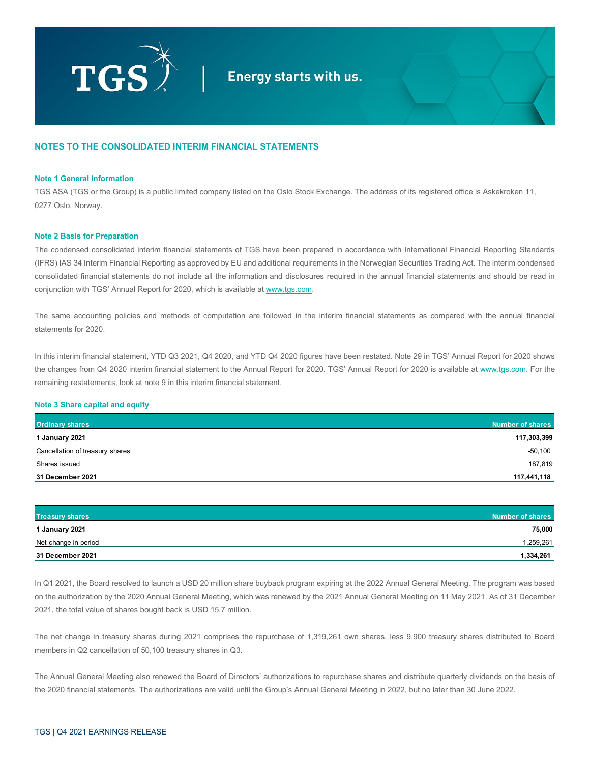## NOTES TO THE CONSOLIDATED INTERIM FINANCIAL STATEMENTS

### Note 1 General information

TGS ASA (TGS or the Group) is a public limited company listed on the Oslo Stock Exchange. The address of its registered office is Askekroken 11, 0277 Oslo, Norway.

### Note 2 Basis for Preparation

The condensed consolidated interim financial statements of TGS have been prepared in accordance with International Financial Reporting Standards (IFRS) IAS 34 Interim Financial Reporting as approved by EU and additional requirements in the Norwegian Securities Trading Act. The interim condensed consolidated financial statements do not include all the information and disclosures required in the annual financial statements and should be read in conjunction with TGS' Annual Report for 2020, which is available at www.tgs.com.

The same accounting policies and methods of computation are followed in the interim financial statements as compared with the annual financial statements for 2020.

In this interim financial statement, YTD Q3 2021, Q4 2020, and YTD Q4 2020 figures have been restated. Note 29 in TGS' Annual Report for 2020 shows the changes from Q4 2020 interim financial statement to the Annual Report for 2020. TGS' Annual Report for 2020 is available at www.tgs.com. For the remaining restatements, look at note 9 in this interim financial statement.

### Note 3 Share capital and equity

| Ordinary shares | Number of shares |
|---|---|
| **1 January 2021** | **117,303,399** |
| Cancellation of treasury shares | -50,100 |
| Shares issued | 187,819 |
| **31 December 2021** | **117,441,118** |

| Treasury shares | Number of shares |
|---|---|
| **1 January 2021** | **75,000** |
| Net change in period | 1,259,261 |
| **31 December 2021** | **1,334,261** |

In Q1 2021, the Board resolved to launch a USD 20 million share buyback program expiring at the 2022 Annual General Meeting. The program was based on the authorization by the 2020 Annual General Meeting, which was renewed by the 2021 Annual General Meeting on 11 May 2021. As of 31 December 2021, the total value of shares bought back is USD 15.7 million.

The net change in treasury shares during 2021 comprises the repurchase of 1,319,261 own shares, less 9,900 treasury shares distributed to Board members in Q2 cancellation of 50,100 treasury shares in Q3.

The Annual General Meeting also renewed the Board of Directors' authorizations to repurchase shares and distribute quarterly dividends on the basis of the 2020 financial statements. The authorizations are valid until the Group's Annual General Meeting in 2022, but no later than 30 June 2022.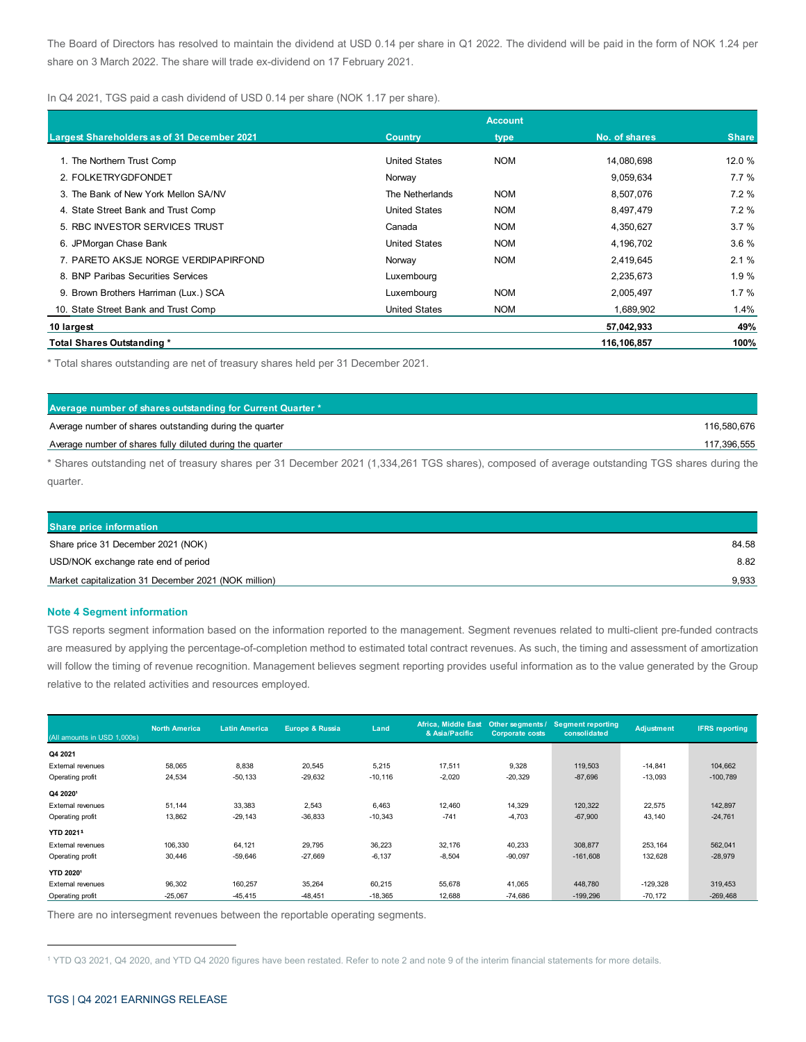The Board of Directors has resolved to maintain the dividend at USD 0.14 per share in Q1 2022. The dividend will be paid in the form of NOK 1.24 per share on 3 March 2022. The share will trade ex-dividend on 17 February 2021.

In Q4 2021, TGS paid a cash dividend of USD 0.14 per share (NOK 1.17 per share).

| Largest Shareholders as of 31 December 2021 | Country | Account type | No. of shares | Share |
|---|---|---|---|---|
| 1. The Northern Trust Comp | United States | NOM | 14,080,698 | 12.0 % |
| 2. FOLKETRYGDFONDET | Norway | | 9,059,634 | 7.7 % |
| 3. The Bank of New York Mellon SA/NV | The Netherlands | NOM | 8,507,076 | 7.2 % |
| 4. State Street Bank and Trust Comp | United States | NOM | 8,497,479 | 7.2 % |
| 5. RBC INVESTOR SERVICES TRUST | Canada | NOM | 4,350,627 | 3.7 % |
| 6. JPMorgan Chase Bank | United States | NOM | 4,196,702 | 3.6 % |
| 7. PARETO AKSJE NORGE VERDIPAPIRFOND | Norway | NOM | 2,419,645 | 2.1 % |
| 8. BNP Paribas Securities Services | Luxembourg | | 2,235,673 | 1.9 % |
| 9. Brown Brothers Harriman (Lux.) SCA | Luxembourg | NOM | 2,005,497 | 1.7 % |
| 10. State Street Bank and Trust Comp | United States | NOM | 1,689,902 | 1.4% |
| **10 largest** | | | **57,042,933** | **49%** |
| **Total Shares Outstanding *** | | | **116,106,857** | **100%** |

* Total shares outstanding are net of treasury shares held per 31 December 2021.

| Average number of shares outstanding for Current Quarter * | |
|---|---|
| Average number of shares outstanding during the quarter | 116,580,676 |
| Average number of shares fully diluted during the quarter | 117,396,555 |

* Shares outstanding net of treasury shares per 31 December 2021 (1,334,261 TGS shares), composed of average outstanding TGS shares during the quarter.

| Share price information | |
|---|---|
| Share price 31 December 2021 (NOK) | 84.58 |
| USD/NOK exchange rate end of period | 8.82 |
| Market capitalization 31 December 2021 (NOK million) | 9,933 |

### Note 4 Segment information

TGS reports segment information based on the information reported to the management. Segment revenues related to multi-client pre-funded contracts are measured by applying the percentage-of-completion method to estimated total contract revenues. As such, the timing and assessment of amortization will follow the timing of revenue recognition. Management believes segment reporting provides useful information as to the value generated by the Group relative to the related activities and resources employed.

| (All amounts in USD 1,000s) | North America | Latin America | Europe & Russia | Land | Africa, Middle East & Asia/Pacific | Other segments / Corporate costs | Segment reporting consolidated | Adjustment | IFRS reporting |
|---|---|---|---|---|---|---|---|---|---|
| **Q4 2021** | | | | | | | | | |
| External revenues | 58,065 | 8,838 | 20,545 | 5,215 | 17,511 | 9,328 | 119,503 | -14,841 | 104,662 |
| Operating profit | 24,534 | -50,133 | -29,632 | -10,116 | -2,020 | -20,329 | -87,696 | -13,093 | -100,789 |
| **Q4 2020[1]** | | | | | | | | | |
| External revenues | 51,144 | 33,383 | 2,543 | 6,463 | 12,460 | 14,329 | 120,322 | 22,575 | 142,897 |
| Operating profit | 13,862 | -29,143 | -36,833 | -10,343 | -741 | -4,703 | -67,900 | 43,140 | -24,761 |
| **YTD 2021[1]** | | | | | | | | | |
| External revenues | 106,330 | 64,121 | 29,795 | 36,223 | 32,176 | 40,233 | 308,877 | 253,164 | 562,041 |
| Operating profit | 30,446 | -59,646 | -27,669 | -6,137 | -8,504 | -90,097 | -161,608 | 132,628 | -28,979 |
| **YTD 2020[1]** | | | | | | | | | |
| External revenues | 96,302 | 160,257 | 35,264 | 60,215 | 55,678 | 41,065 | 448,780 | -129,328 | 319,453 |
| Operating profit | -25,067 | -45,415 | -48,451 | -18,365 | 12,688 | -74,686 | -199,296 | -70,172 | -269,468 |

There are no intersegment revenues between the reportable operating segments.

[1] YTD Q3 2021, Q4 2020, and YTD Q4 2020 figures have been restated. Refer to note 2 and note 9 of the interim financial statements for more details.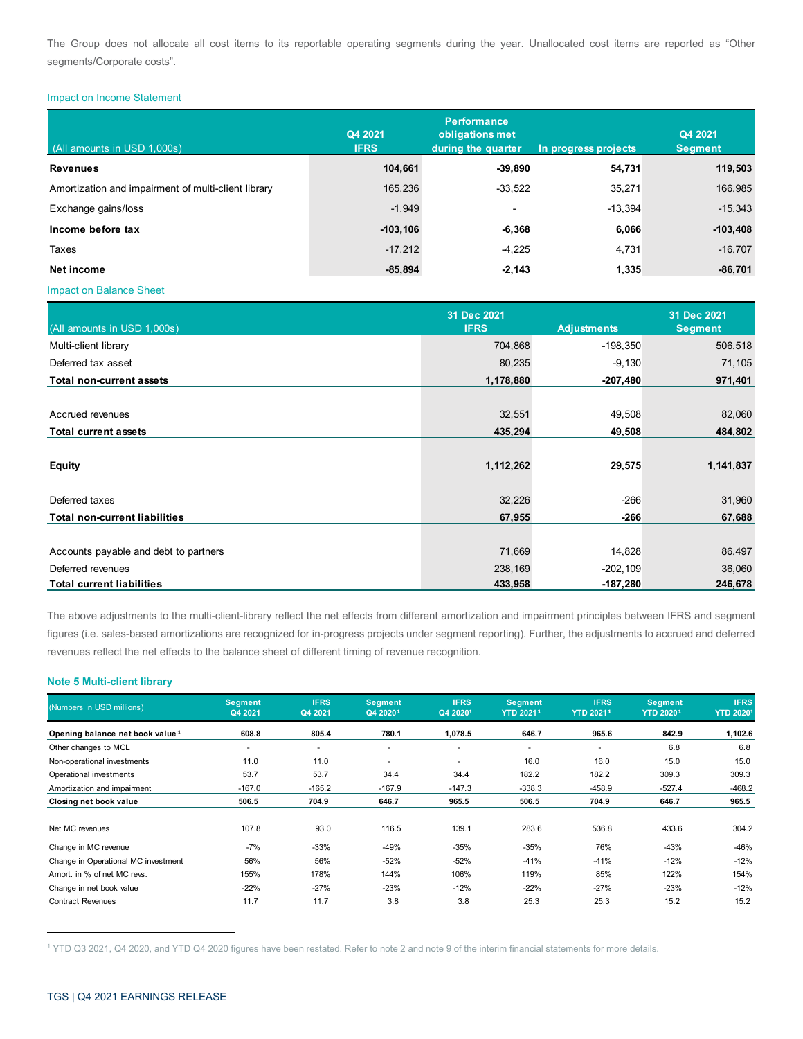The Group does not allocate all cost items to its reportable operating segments during the year. Unallocated cost items are reported as "Other segments/Corporate costs".

### Impact on Income Statement

| (All amounts in USD 1,000s) | Q4 2021 IFRS | Performance obligations met during the quarter | In progress projects | Q4 2021 Segment |
|---|---|---|---|---|
| **Revenues** | **104,661** | **-39,890** | **54,731** | **119,503** |
| Amortization and impairment of multi-client library | 165,236 | -33,522 | 35,271 | 166,985 |
| Exchange gains/loss | -1,949 | - | -13,394 | -15,343 |
| **Income before tax** | **-103,106** | **-6,368** | **6,066** | **-103,408** |
| Taxes | -17,212 | -4,225 | 4,731 | -16,707 |
| **Net income** | **-85,894** | **-2,143** | **1,335** | **-86,701** |

### Impact on Balance Sheet

| (All amounts in USD 1,000s) | 31 Dec 2021 IFRS | Adjustments | 31 Dec 2021 Segment |
|---|---|---|---|
| Multi-client library | 704,868 | -198,350 | 506,518 |
| Deferred tax asset | 80,235 | -9,130 | 71,105 |
| **Total non-current assets** | **1,178,880** | **-207,480** | **971,401** |
| | | | |
| Accrued revenues | 32,551 | 49,508 | 82,060 |
| **Total current assets** | **435,294** | **49,508** | **484,802** |
| | | | |
| **Equity** | **1,112,262** | **29,575** | **1,141,837** |
| | | | |
| Deferred taxes | 32,226 | -266 | 31,960 |
| **Total non-current liabilities** | **67,955** | **-266** | **67,688** |
| | | | |
| Accounts payable and debt to partners | 71,669 | 14,828 | 86,497 |
| Deferred revenues | 238,169 | -202,109 | 36,060 |
| **Total current liabilities** | **433,958** | **-187,280** | **246,678** |

The above adjustments to the multi-client-library reflect the net effects from different amortization and impairment principles between IFRS and segment figures (i.e. sales-based amortizations are recognized for in-progress projects under segment reporting). Further, the adjustments to accrued and deferred revenues reflect the net effects to the balance sheet of different timing of revenue recognition.

## Note 5 Multi-client library

| (Numbers in USD millions) | Segment Q4 2021 | IFRS Q4 2021 | Segment Q4 2020[1] | IFRS Q4 2020[1] | Segment YTD 2021[1] | IFRS YTD 2021[1] | Segment YTD 2020[1] | IFRS YTD 2020[1] |
|---|---|---|---|---|---|---|---|---|
| **Opening balance net book value[1]** | **608.8** | **805.4** | **780.1** | **1,078.5** | **646.7** | **965.6** | **842.9** | **1,102.6** |
| Other changes to MCL | - | - | - | - | - | - | 6.8 | 6.8 |
| Non-operational investments | 11.0 | 11.0 | - | - | 16.0 | 16.0 | 15.0 | 15.0 |
| Operational investments | 53.7 | 53.7 | 34.4 | 34.4 | 182.2 | 182.2 | 309.3 | 309.3 |
| Amortization and impairment | -167.0 | -165.2 | -167.9 | -147.3 | -338.3 | -458.9 | -527.4 | -468.2 |
| **Closing net book value** | **506.5** | **704.9** | **646.7** | **965.5** | **506.5** | **704.9** | **646.7** | **965.5** |
| | | | | | | | | |
| Net MC revenues | 107.8 | 93.0 | 116.5 | 139.1 | 283.6 | 536.8 | 433.6 | 304.2 |
| Change in MC revenue | -7% | -33% | -49% | -35% | -35% | 76% | -43% | -46% |
| Change in Operational MC investment | 56% | 56% | -52% | -52% | -41% | -41% | -12% | -12% |
| Amort. in % of net MC revs. | 155% | 178% | 144% | 106% | 119% | 85% | 122% | 154% |
| Change in net book value | -22% | -27% | -23% | -12% | -22% | -27% | -23% | -12% |
| Contract Revenues | 11.7 | 11.7 | 3.8 | 3.8 | 25.3 | 25.3 | 15.2 | 15.2 |

[1] YTD Q3 2021, Q4 2020, and YTD Q4 2020 figures have been restated. Refer to note 2 and note 9 of the interim financial statements for more details.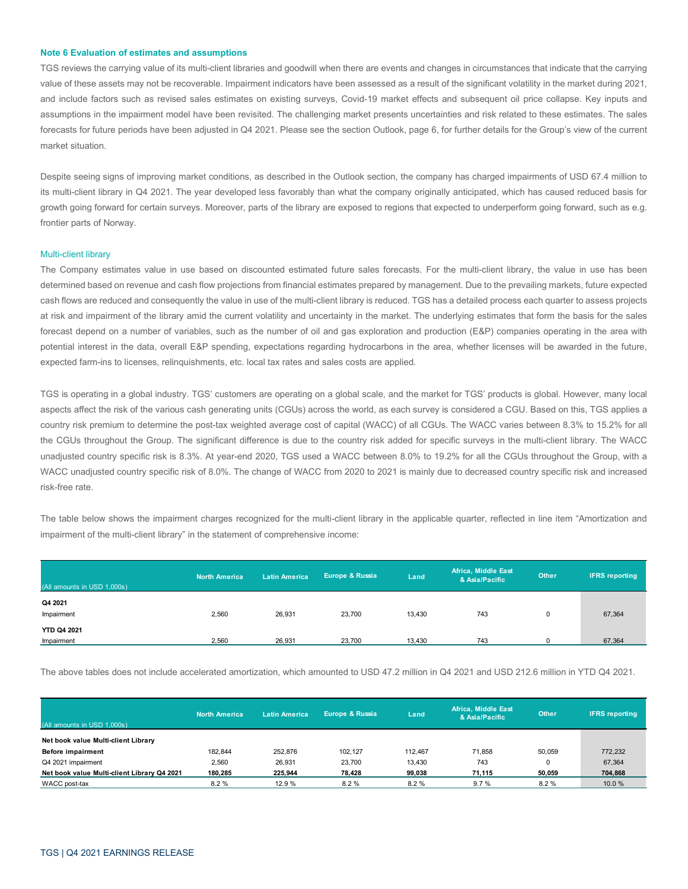### Note 6 Evaluation of estimates and assumptions

TGS reviews the carrying value of its multi-client libraries and goodwill when there are events and changes in circumstances that indicate that the carrying value of these assets may not be recoverable. Impairment indicators have been assessed as a result of the significant volatility in the market during 2021, and include factors such as revised sales estimates on existing surveys, Covid-19 market effects and subsequent oil price collapse. Key inputs and assumptions in the impairment model have been revisited. The challenging market presents uncertainties and risk related to these estimates. The sales forecasts for future periods have been adjusted in Q4 2021. Please see the section Outlook, page 6, for further details for the Group's view of the current market situation.

Despite seeing signs of improving market conditions, as described in the Outlook section, the company has charged impairments of USD 67.4 million to its multi-client library in Q4 2021. The year developed less favorably than what the company originally anticipated, which has caused reduced basis for growth going forward for certain surveys. Moreover, parts of the library are exposed to regions that expected to underperform going forward, such as e.g. frontier parts of Norway.

#### Multi-client library

The Company estimates value in use based on discounted estimated future sales forecasts. For the multi-client library, the value in use has been determined based on revenue and cash flow projections from financial estimates prepared by management. Due to the prevailing markets, future expected cash flows are reduced and consequently the value in use of the multi-client library is reduced. TGS has a detailed process each quarter to assess projects at risk and impairment of the library amid the current volatility and uncertainty in the market. The underlying estimates that form the basis for the sales forecast depend on a number of variables, such as the number of oil and gas exploration and production (E&P) companies operating in the area with potential interest in the data, overall E&P spending, expectations regarding hydrocarbons in the area, whether licenses will be awarded in the future, expected farm-ins to licenses, relinquishments, etc. local tax rates and sales costs are applied.

TGS is operating in a global industry. TGS' customers are operating on a global scale, and the market for TGS' products is global. However, many local aspects affect the risk of the various cash generating units (CGUs) across the world, as each survey is considered a CGU. Based on this, TGS applies a country risk premium to determine the post-tax weighted average cost of capital (WACC) of all CGUs. The WACC varies between 8.3% to 15.2% for all the CGUs throughout the Group. The significant difference is due to the country risk added for specific surveys in the multi-client library. The WACC unadjusted country specific risk is 8.3%. At year-end 2020, TGS used a WACC between 8.0% to 19.2% for all the CGUs throughout the Group, with a WACC unadjusted country specific risk of 8.0%. The change of WACC from 2020 to 2021 is mainly due to decreased country specific risk and increased risk-free rate.

The table below shows the impairment charges recognized for the multi-client library in the applicable quarter, reflected in line item "Amortization and impairment of the multi-client library" in the statement of comprehensive income:

| (All amounts in USD 1,000s) | North America | Latin America | Europe & Russia | Land | Africa, Middle East & Asia/Pacific | Other | IFRS reporting |
|---|---|---|---|---|---|---|---|
| **Q4 2021** | | | | | | | |
| Impairment | 2,560 | 26,931 | 23,700 | 13,430 | 743 | 0 | 67,364 |
| **YTD Q4 2021** | | | | | | | |
| Impairment | 2,560 | 26,931 | 23,700 | 13,430 | 743 | 0 | 67,364 |

The above tables does not include accelerated amortization, which amounted to USD 47.2 million in Q4 2021 and USD 212.6 million in YTD Q4 2021.

| (All amounts in USD 1,000s) | North America | Latin America | Europe & Russia | Land | Africa, Middle East & Asia/Pacific | Other | IFRS reporting |
|---|---|---|---|---|---|---|---|
| **Net book value Multi-client Library** | | | | | | | |
| **Before impairment** | 182,844 | 252,876 | 102,127 | 112,467 | 71,858 | 50,059 | 772,232 |
| Q4 2021 impairment | 2,560 | 26,931 | 23,700 | 13,430 | 743 | 0 | 67,364 |
| **Net book value Multi-client Library Q4 2021** | **180,285** | **225,944** | **78,428** | **99,038** | **71,115** | **50,059** | **704,868** |
| WACC post-tax | 8.2 % | 12.9 % | 8.2 % | 8.2 % | 9.7 % | 8.2 % | 10.0 % |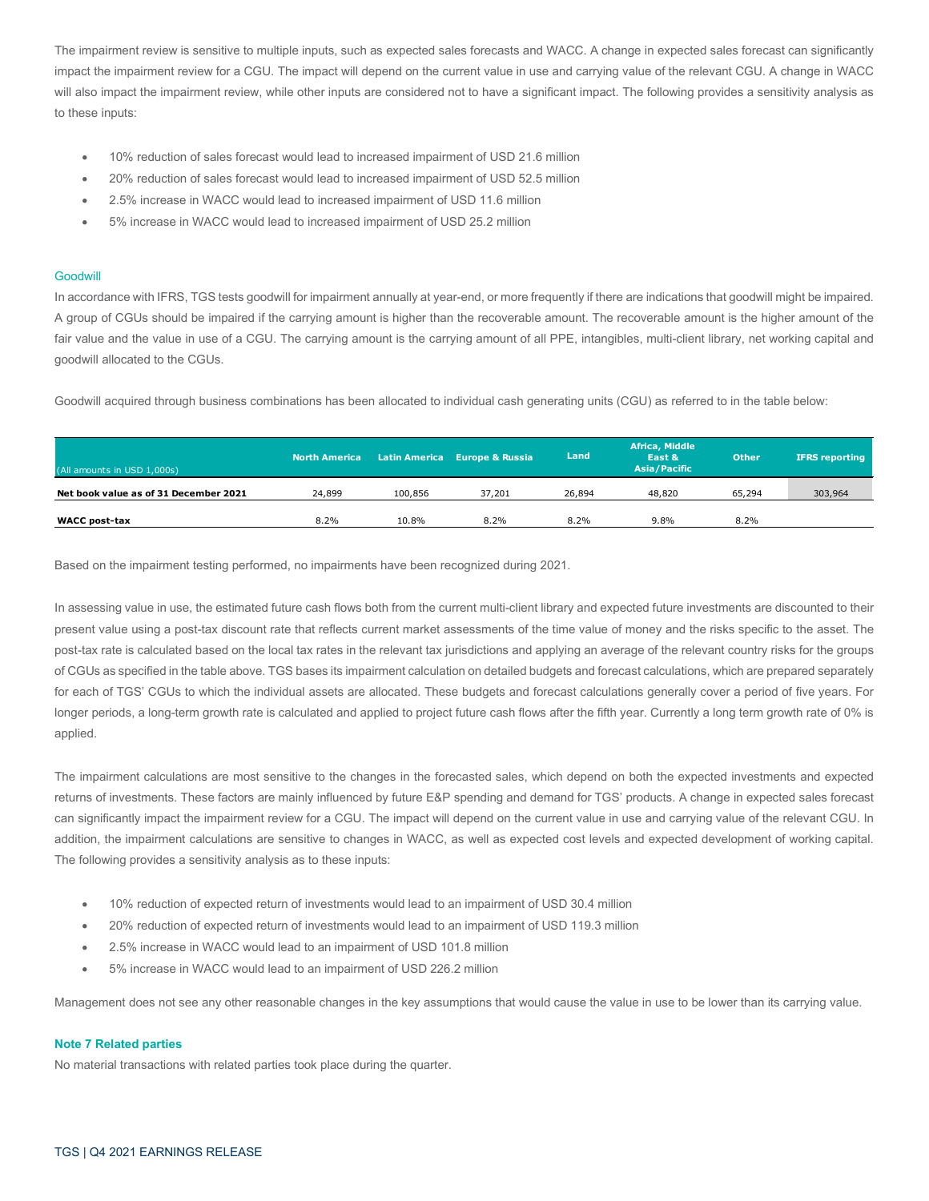The impairment review is sensitive to multiple inputs, such as expected sales forecasts and WACC. A change in expected sales forecast can significantly impact the impairment review for a CGU. The impact will depend on the current value in use and carrying value of the relevant CGU. A change in WACC will also impact the impairment review, while other inputs are considered not to have a significant impact. The following provides a sensitivity analysis as to these inputs:

- 10% reduction of sales forecast would lead to increased impairment of USD 21.6 million
- 20% reduction of sales forecast would lead to increased impairment of USD 52.5 million
- 2.5% increase in WACC would lead to increased impairment of USD 11.6 million
- 5% increase in WACC would lead to increased impairment of USD 25.2 million

### Goodwill

In accordance with IFRS, TGS tests goodwill for impairment annually at year-end, or more frequently if there are indications that goodwill might be impaired. A group of CGUs should be impaired if the carrying amount is higher than the recoverable amount. The recoverable amount is the higher amount of the fair value and the value in use of a CGU. The carrying amount is the carrying amount of all PPE, intangibles, multi-client library, net working capital and goodwill allocated to the CGUs.

Goodwill acquired through business combinations has been allocated to individual cash generating units (CGU) as referred to in the table below:

| (All amounts in USD 1,000s) | North America | Latin America | Europe & Russia | Land | Africa, Middle East & Asia/Pacific | Other | IFRS reporting |
|---|---|---|---|---|---|---|---|
| **Net book value as of 31 December 2021** | 24,899 | 100,856 | 37,201 | 26,894 | 48,820 | 65,294 | 303,964 |
| **WACC post-tax** | 8.2% | 10.8% | 8.2% | 8.2% | 9.8% | 8.2% | |

Based on the impairment testing performed, no impairments have been recognized during 2021.

In assessing value in use, the estimated future cash flows both from the current multi-client library and expected future investments are discounted to their present value using a post-tax discount rate that reflects current market assessments of the time value of money and the risks specific to the asset. The post-tax rate is calculated based on the local tax rates in the relevant tax jurisdictions and applying an average of the relevant country risks for the groups of CGUs as specified in the table above. TGS bases its impairment calculation on detailed budgets and forecast calculations, which are prepared separately for each of TGS' CGUs to which the individual assets are allocated. These budgets and forecast calculations generally cover a period of five years. For longer periods, a long-term growth rate is calculated and applied to project future cash flows after the fifth year. Currently a long term growth rate of 0% is applied.

The impairment calculations are most sensitive to the changes in the forecasted sales, which depend on both the expected investments and expected returns of investments. These factors are mainly influenced by future E&P spending and demand for TGS' products. A change in expected sales forecast can significantly impact the impairment review for a CGU. The impact will depend on the current value in use and carrying value of the relevant CGU. In addition, the impairment calculations are sensitive to changes in WACC, as well as expected cost levels and expected development of working capital. The following provides a sensitivity analysis as to these inputs:

- 10% reduction of expected return of investments would lead to an impairment of USD 30.4 million
- 20% reduction of expected return of investments would lead to an impairment of USD 119.3 million
- 2.5% increase in WACC would lead to an impairment of USD 101.8 million
- 5% increase in WACC would lead to an impairment of USD 226.2 million

Management does not see any other reasonable changes in the key assumptions that would cause the value in use to be lower than its carrying value.

## Note 7 Related parties

No material transactions with related parties took place during the quarter.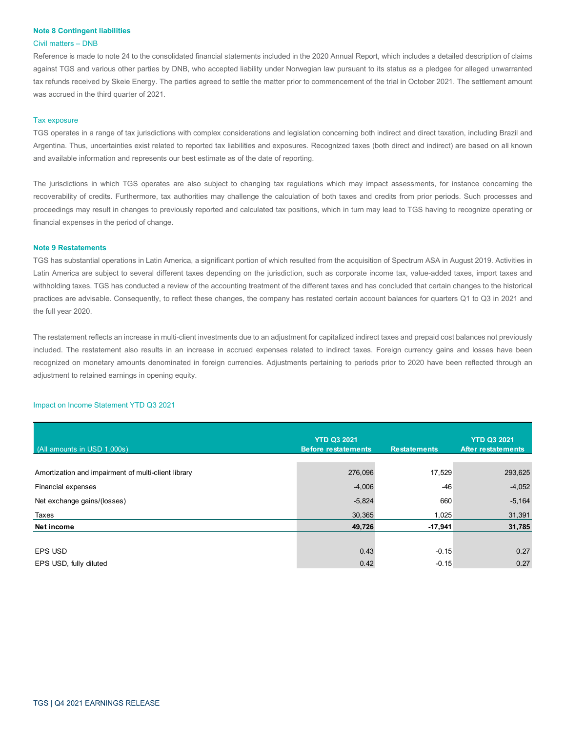**Note 8 Contingent liabilities**

Civil matters – DNB

Reference is made to note 24 to the consolidated financial statements included in the 2020 Annual Report, which includes a detailed description of claims against TGS and various other parties by DNB, who accepted liability under Norwegian law pursuant to its status as a pledgee for alleged unwarranted tax refunds received by Skeie Energy. The parties agreed to settle the matter prior to commencement of the trial in October 2021. The settlement amount was accrued in the third quarter of 2021.

Tax exposure

TGS operates in a range of tax jurisdictions with complex considerations and legislation concerning both indirect and direct taxation, including Brazil and Argentina. Thus, uncertainties exist related to reported tax liabilities and exposures. Recognized taxes (both direct and indirect) are based on all known and available information and represents our best estimate as of the date of reporting.

The jurisdictions in which TGS operates are also subject to changing tax regulations which may impact assessments, for instance concerning the recoverability of credits. Furthermore, tax authorities may challenge the calculation of both taxes and credits from prior periods. Such processes and proceedings may result in changes to previously reported and calculated tax positions, which in turn may lead to TGS having to recognize operating or financial expenses in the period of change.

**Note 9 Restatements**

TGS has substantial operations in Latin America, a significant portion of which resulted from the acquisition of Spectrum ASA in August 2019. Activities in Latin America are subject to several different taxes depending on the jurisdiction, such as corporate income tax, value-added taxes, import taxes and withholding taxes. TGS has conducted a review of the accounting treatment of the different taxes and has concluded that certain changes to the historical practices are advisable. Consequently, to reflect these changes, the company has restated certain account balances for quarters Q1 to Q3 in 2021 and the full year 2020.

The restatement reflects an increase in multi-client investments due to an adjustment for capitalized indirect taxes and prepaid cost balances not previously included. The restatement also results in an increase in accrued expenses related to indirect taxes. Foreign currency gains and losses have been recognized on monetary amounts denominated in foreign currencies. Adjustments pertaining to periods prior to 2020 have been reflected through an adjustment to retained earnings in opening equity.

Impact on Income Statement YTD Q3 2021

| (All amounts in USD 1,000s) | YTD Q3 2021 Before restatements | Restatements | YTD Q3 2021 After restatements |
|---|---|---|---|
| Amortization and impairment of multi-client library | 276,096 | 17,529 | 293,625 |
| Financial expenses | -4,006 | -46 | -4,052 |
| Net exchange gains/(losses) | -5,824 | 660 | -5,164 |
| Taxes | 30,365 | 1,025 | 31,391 |
| **Net income** | **49,726** | **-17,941** | **31,785** |
| | | | |
| EPS USD | 0.43 | -0.15 | 0.27 |
| EPS USD, fully diluted | 0.42 | -0.15 | 0.27 |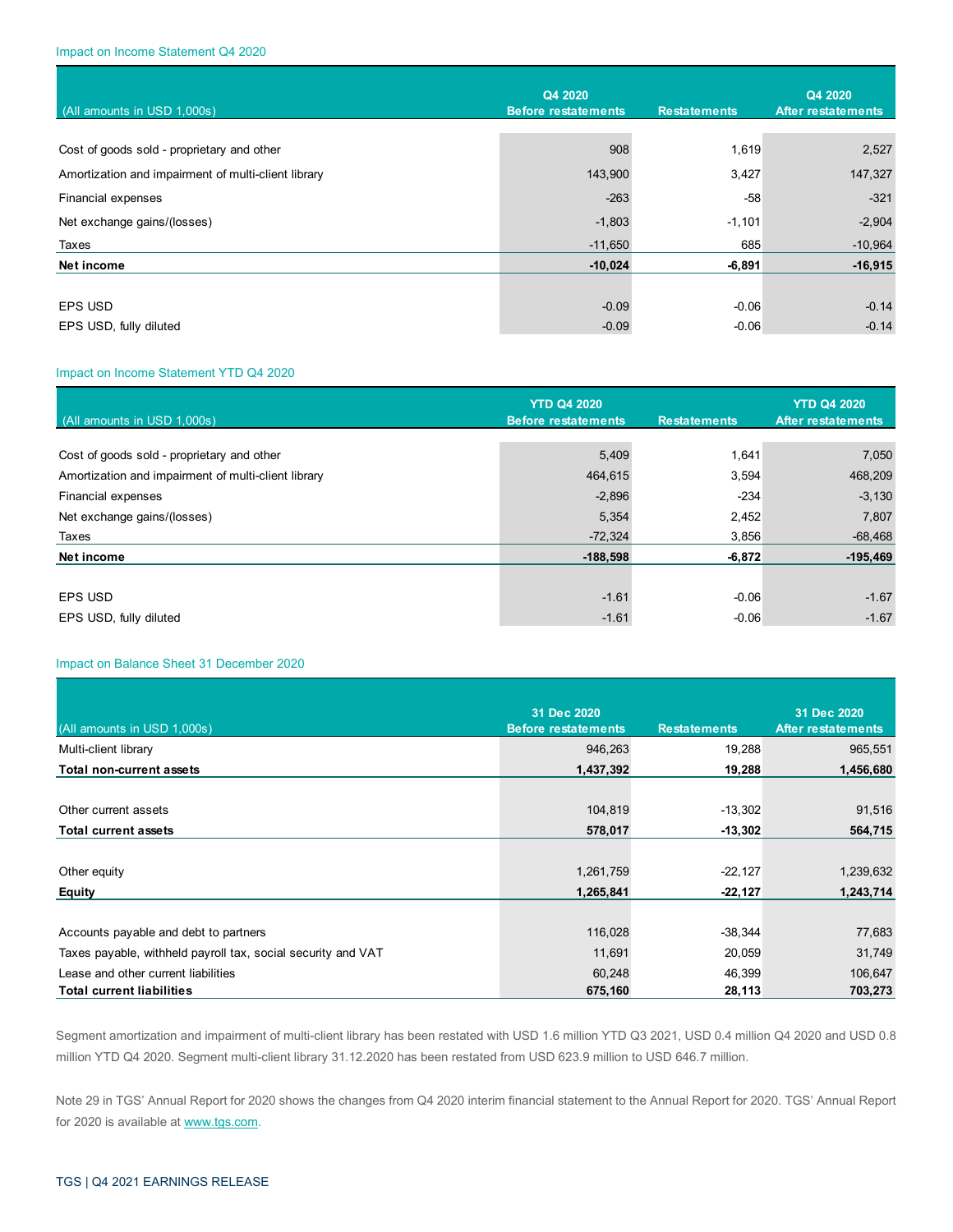Impact on Income Statement Q4 2020

| (All amounts in USD 1,000s) | Q4 2020 Before restatements | Restatements | Q4 2020 After restatements |
|---|---|---|---|
| Cost of goods sold - proprietary and other | 908 | 1,619 | 2,527 |
| Amortization and impairment of multi-client library | 143,900 | 3,427 | 147,327 |
| Financial expenses | -263 | -58 | -321 |
| Net exchange gains/(losses) | -1,803 | -1,101 | -2,904 |
| Taxes | -11,650 | 685 | -10,964 |
| **Net income** | **-10,024** | **-6,891** | **-16,915** |
| | | | |
| EPS USD | -0.09 | -0.06 | -0.14 |
| EPS USD, fully diluted | -0.09 | -0.06 | -0.14 |

Impact on Income Statement YTD Q4 2020

| (All amounts in USD 1,000s) | YTD Q4 2020 Before restatements | Restatements | YTD Q4 2020 After restatements |
|---|---|---|---|
| Cost of goods sold - proprietary and other | 5,409 | 1,641 | 7,050 |
| Amortization and impairment of multi-client library | 464,615 | 3,594 | 468,209 |
| Financial expenses | -2,896 | -234 | -3,130 |
| Net exchange gains/(losses) | 5,354 | 2,452 | 7,807 |
| Taxes | -72,324 | 3,856 | -68,468 |
| **Net income** | **-188,598** | **-6,872** | **-195,469** |
| | | | |
| EPS USD | -1.61 | -0.06 | -1.67 |
| EPS USD, fully diluted | -1.61 | -0.06 | -1.67 |

Impact on Balance Sheet 31 December 2020

| (All amounts in USD 1,000s) | 31 Dec 2020 Before restatements | Restatements | 31 Dec 2020 After restatements |
|---|---|---|---|
| Multi-client library | 946,263 | 19,288 | 965,551 |
| **Total non-current assets** | **1,437,392** | **19,288** | **1,456,680** |
| | | | |
| Other current assets | 104,819 | -13,302 | 91,516 |
| **Total current assets** | **578,017** | **-13,302** | **564,715** |
| | | | |
| Other equity | 1,261,759 | -22,127 | 1,239,632 |
| **Equity** | **1,265,841** | **-22,127** | **1,243,714** |
| | | | |
| Accounts payable and debt to partners | 116,028 | -38,344 | 77,683 |
| Taxes payable, withheld payroll tax, social security and VAT | 11,691 | 20,059 | 31,749 |
| Lease and other current liabilities | 60,248 | 46,399 | 106,647 |
| **Total current liabilities** | **675,160** | **28,113** | **703,273** |

Segment amortization and impairment of multi-client library has been restated with USD 1.6 million YTD Q3 2021, USD 0.4 million Q4 2020 and USD 0.8 million YTD Q4 2020. Segment multi-client library 31.12.2020 has been restated from USD 623.9 million to USD 646.7 million.

Note 29 in TGS' Annual Report for 2020 shows the changes from Q4 2020 interim financial statement to the Annual Report for 2020. TGS' Annual Report for 2020 is available at www.tgs.com.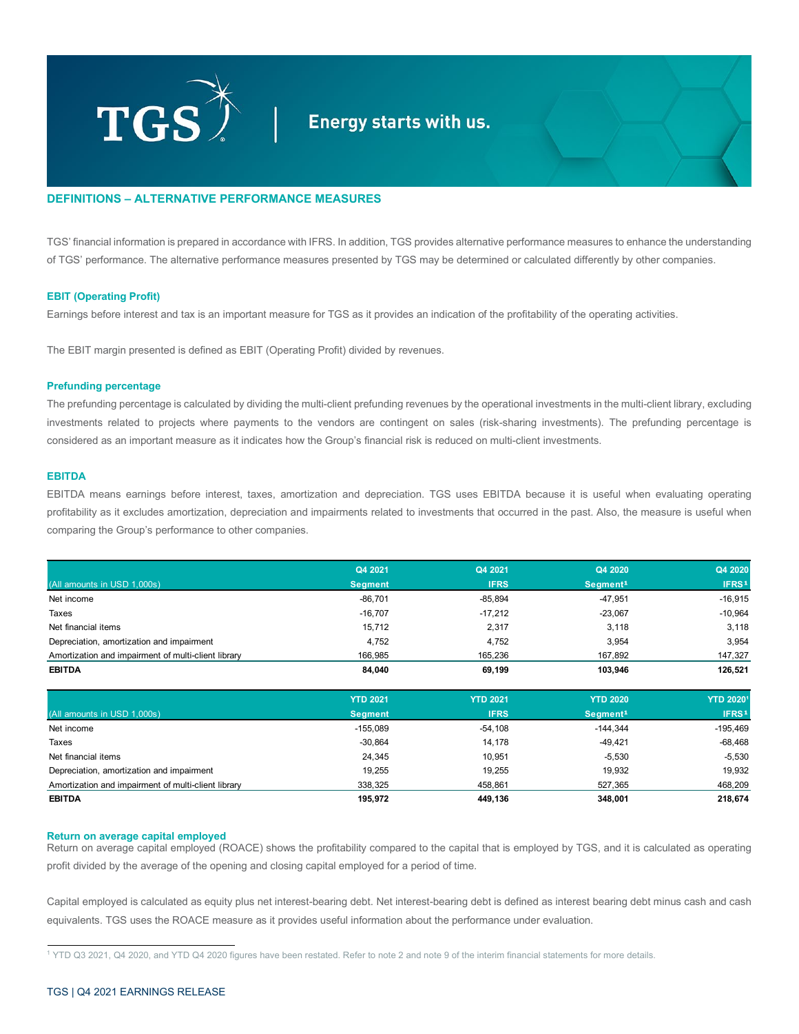## DEFINITIONS – ALTERNATIVE PERFORMANCE MEASURES

TGS' financial information is prepared in accordance with IFRS. In addition, TGS provides alternative performance measures to enhance the understanding of TGS' performance. The alternative performance measures presented by TGS may be determined or calculated differently by other companies.

### EBIT (Operating Profit)

Earnings before interest and tax is an important measure for TGS as it provides an indication of the profitability of the operating activities.

The EBIT margin presented is defined as EBIT (Operating Profit) divided by revenues.

### Prefunding percentage

The prefunding percentage is calculated by dividing the multi-client prefunding revenues by the operational investments in the multi-client library, excluding investments related to projects where payments to the vendors are contingent on sales (risk-sharing investments). The prefunding percentage is considered as an important measure as it indicates how the Group's financial risk is reduced on multi-client investments.

### EBITDA

EBITDA means earnings before interest, taxes, amortization and depreciation. TGS uses EBITDA because it is useful when evaluating operating profitability as it excludes amortization, depreciation and impairments related to investments that occurred in the past. Also, the measure is useful when comparing the Group's performance to other companies.

| (All amounts in USD 1,000s) | Q4 2021 Segment | Q4 2021 IFRS | Q4 2020 Segment[1] | Q4 2020 IFRS[1] |
|---|---|---|---|---|
| Net income | -86,701 | -85,894 | -47,951 | -16,915 |
| Taxes | -16,707 | -17,212 | -23,067 | -10,964 |
| Net financial items | 15,712 | 2,317 | 3,118 | 3,118 |
| Depreciation, amortization and impairment | 4,752 | 4,752 | 3,954 | 3,954 |
| Amortization and impairment of multi-client library | 166,985 | 165,236 | 167,892 | 147,327 |
| **EBITDA** | **84,040** | **69,199** | **103,946** | **126,521** |

| (All amounts in USD 1,000s) | YTD 2021 Segment | YTD 2021 IFRS | YTD 2020 Segment[1] | YTD 2020[1] IFRS[1] |
|---|---|---|---|---|
| Net income | -155,089 | -54,108 | -144,344 | -195,469 |
| Taxes | -30,864 | 14,178 | -49,421 | -68,468 |
| Net financial items | 24,345 | 10,951 | -5,530 | -5,530 |
| Depreciation, amortization and impairment | 19,255 | 19,255 | 19,932 | 19,932 |
| Amortization and impairment of multi-client library | 338,325 | 458,861 | 527,365 | 468,209 |
| **EBITDA** | **195,972** | **449,136** | **348,001** | **218,674** |

### Return on average capital employed

Return on average capital employed (ROACE) shows the profitability compared to the capital that is employed by TGS, and it is calculated as operating profit divided by the average of the opening and closing capital employed for a period of time.

Capital employed is calculated as equity plus net interest-bearing debt. Net interest-bearing debt is defined as interest bearing debt minus cash and cash equivalents. TGS uses the ROACE measure as it provides useful information about the performance under evaluation.

[1] YTD Q3 2021, Q4 2020, and YTD Q4 2020 figures have been restated. Refer to note 2 and note 9 of the interim financial statements for more details.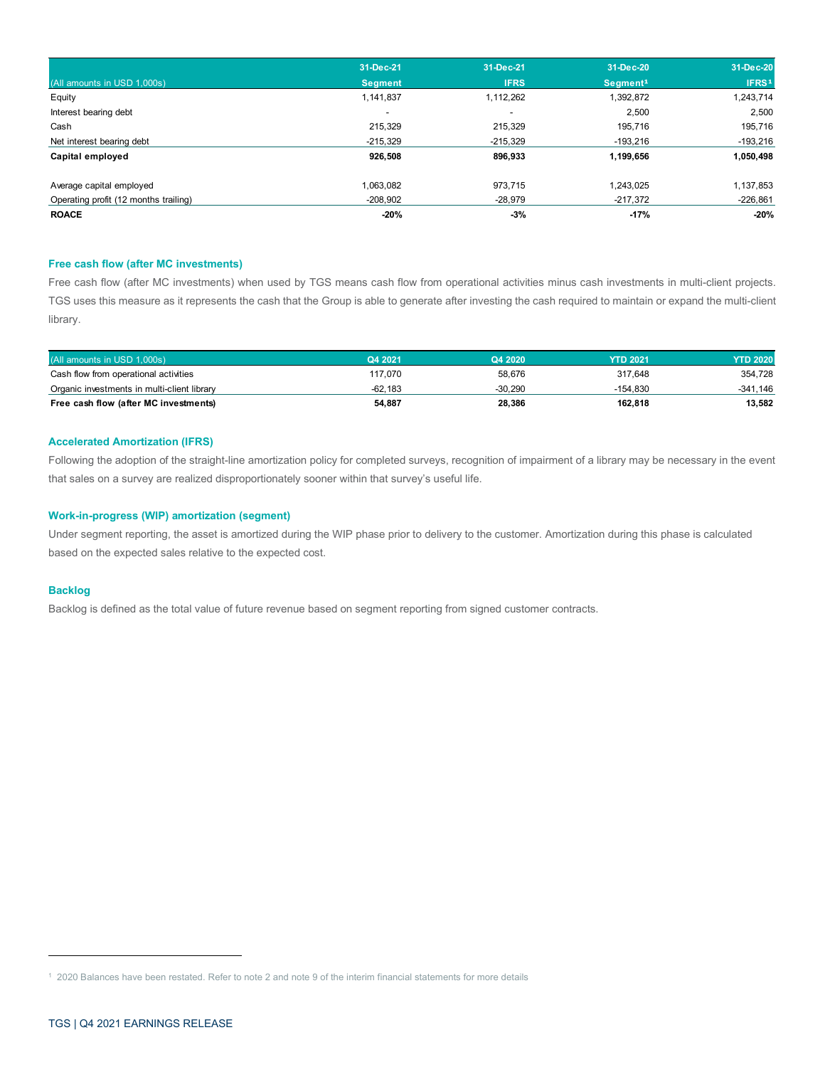| (All amounts in USD 1,000s) | 31-Dec-21 Segment | 31-Dec-21 IFRS | 31-Dec-20 Segment[1] | 31-Dec-20 IFRS[1] |
|---|---|---|---|---|
| Equity | 1,141,837 | 1,112,262 | 1,392,872 | 1,243,714 |
| Interest bearing debt | - | - | 2,500 | 2,500 |
| Cash | 215,329 | 215,329 | 195,716 | 195,716 |
| Net interest bearing debt | -215,329 | -215,329 | -193,216 | -193,216 |
| **Capital employed** | **926,508** | **896,933** | **1,199,656** | **1,050,498** |
| | | | | |
| Average capital employed | 1,063,082 | 973,715 | 1,243,025 | 1,137,853 |
| Operating profit (12 months trailing) | -208,902 | -28,979 | -217,372 | -226,861 |
| **ROACE** | **-20%** | **-3%** | **-17%** | **-20%** |

### Free cash flow (after MC investments)

Free cash flow (after MC investments) when used by TGS means cash flow from operational activities minus cash investments in multi-client projects. TGS uses this measure as it represents the cash that the Group is able to generate after investing the cash required to maintain or expand the multi-client library.

| (All amounts in USD 1,000s) | Q4 2021 | Q4 2020 | YTD 2021 | YTD 2020 |
|---|---|---|---|---|
| Cash flow from operational activities | 117,070 | 58,676 | 317,648 | 354,728 |
| Organic investments in multi-client library | -62,183 | -30,290 | -154,830 | -341,146 |
| **Free cash flow (after MC investments)** | **54,887** | **28,386** | **162,818** | **13,582** |

### Accelerated Amortization (IFRS)

Following the adoption of the straight-line amortization policy for completed surveys, recognition of impairment of a library may be necessary in the event that sales on a survey are realized disproportionately sooner within that survey's useful life.

### Work-in-progress (WIP) amortization (segment)

Under segment reporting, the asset is amortized during the WIP phase prior to delivery to the customer. Amortization during this phase is calculated based on the expected sales relative to the expected cost.

### Backlog

Backlog is defined as the total value of future revenue based on segment reporting from signed customer contracts.

[1] 2020 Balances have been restated. Refer to note 2 and note 9 of the interim financial statements for more details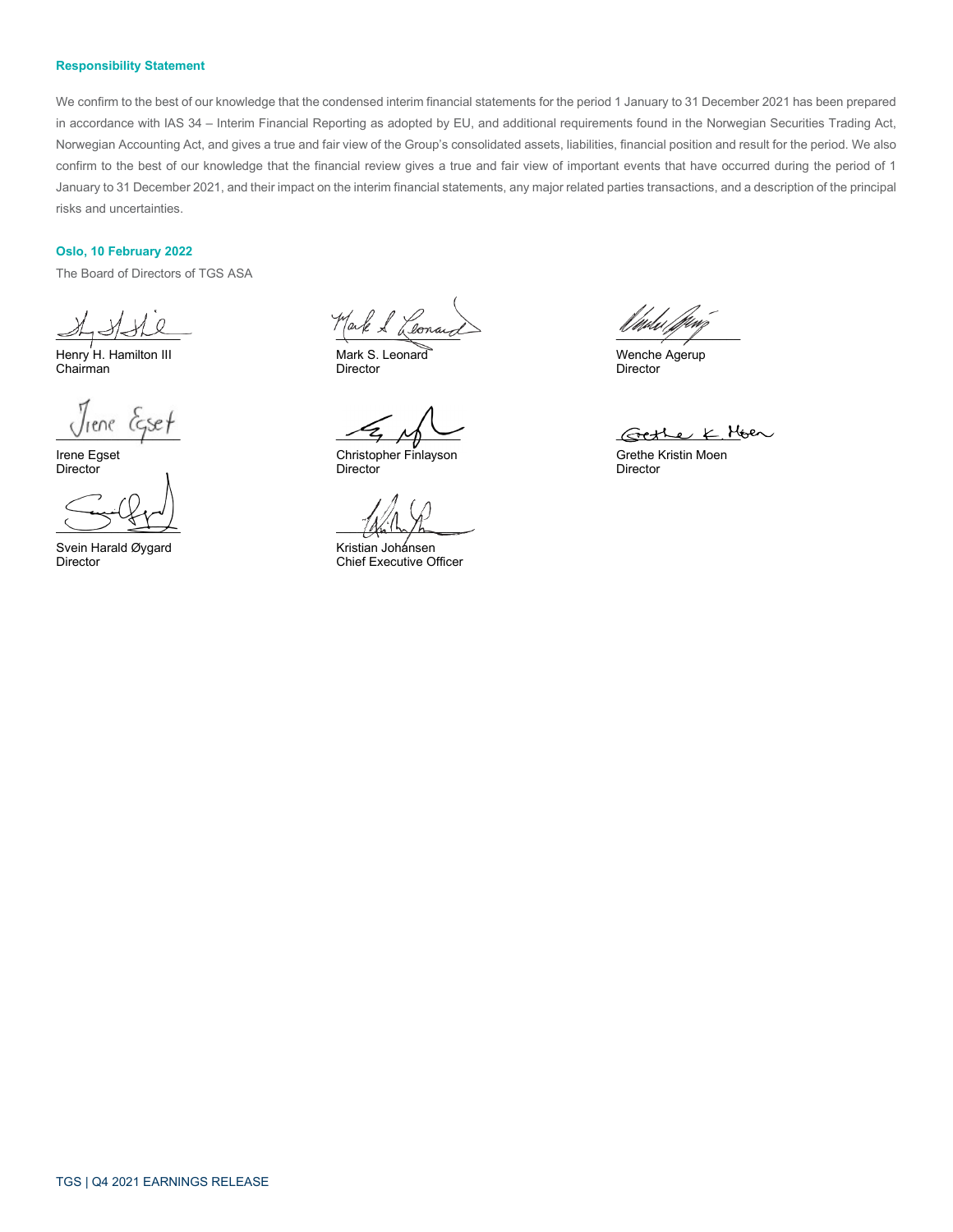### Responsibility Statement

We confirm to the best of our knowledge that the condensed interim financial statements for the period 1 January to 31 December 2021 has been prepared in accordance with IAS 34 – Interim Financial Reporting as adopted by EU, and additional requirements found in the Norwegian Securities Trading Act, Norwegian Accounting Act, and gives a true and fair view of the Group's consolidated assets, liabilities, financial position and result for the period. We also confirm to the best of our knowledge that the financial review gives a true and fair view of important events that have occurred during the period of 1 January to 31 December 2021, and their impact on the interim financial statements, any major related parties transactions, and a description of the principal risks and uncertainties.

**Oslo, 10 February 2022**

The Board of Directors of TGS ASA

Henry H. Hamilton III
Chairman

Mark S. Leonard
Director

Wenche Agerup
Director

Irene Egset
Director

Christopher Finlayson
Director

Grethe Kristin Moen
Director

Svein Harald Øygard
Director

Kristian Johansen
Chief Executive Officer